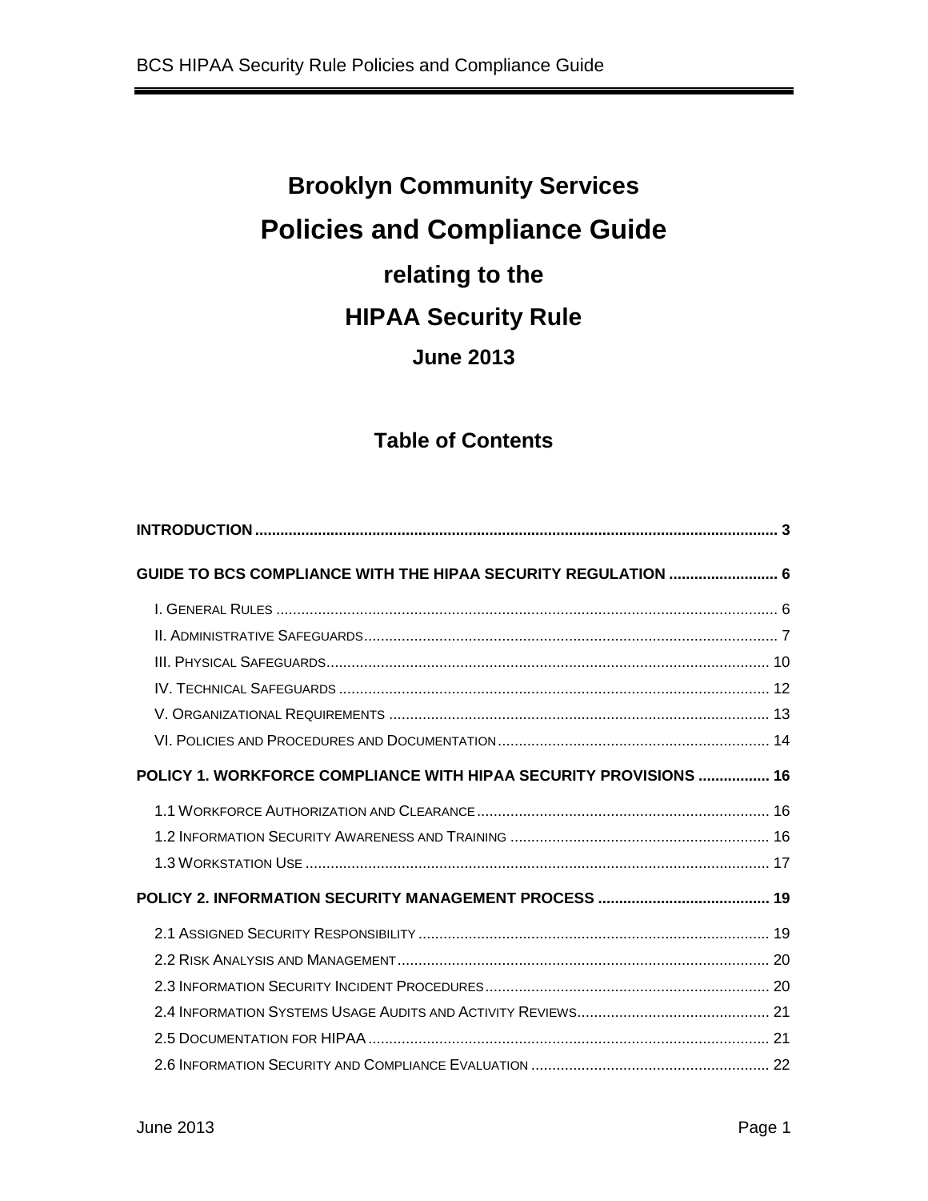# Brooklyn Community Services

# Policies and Compliance Guide

## relating to the

## HIPAA Security Rule

### June 2013

## Table of Contents

**INTRODUCTION** ........................................................................................................... **3**

**GUIDE TO BCS COMPLIANCE WITH THE HIPAA SECURITY REGULATION** .......................... **6**

- I. General Rules ........................................................................................................ 6
- II. Administrative Safeguards .................................................................................. 7
- III. Physical Safeguards ......................................................................................... 10
- IV. Technical Safeguards ....................................................................................... 12
- V. Organizational Requirements ........................................................................... 13
- VI. Policies and Procedures and Documentation ................................................ 14

**POLICY 1. WORKFORCE COMPLIANCE WITH HIPAA SECURITY PROVISIONS** ................. **16**

- 1.1 Workforce Authorization and Clearance ...................................................... 16
- 1.2 Information Security Awareness and Training ............................................. 16
- 1.3 Workstation Use ............................................................................................... 17

**POLICY 2. INFORMATION SECURITY MANAGEMENT PROCESS** ......................................... **19**

- 2.1 Assigned Security Responsibility .................................................................... 19
- 2.2 Risk Analysis and Management ........................................................................ 20
- 2.3 Information Security Incident Procedures ..................................................... 20
- 2.4 Information Systems Usage Audits and Activity Reviews .............................. 21
- 2.5 Documentation for HIPAA ................................................................................ 21
- 2.6 Information Security and Compliance Evaluation ......................................... 22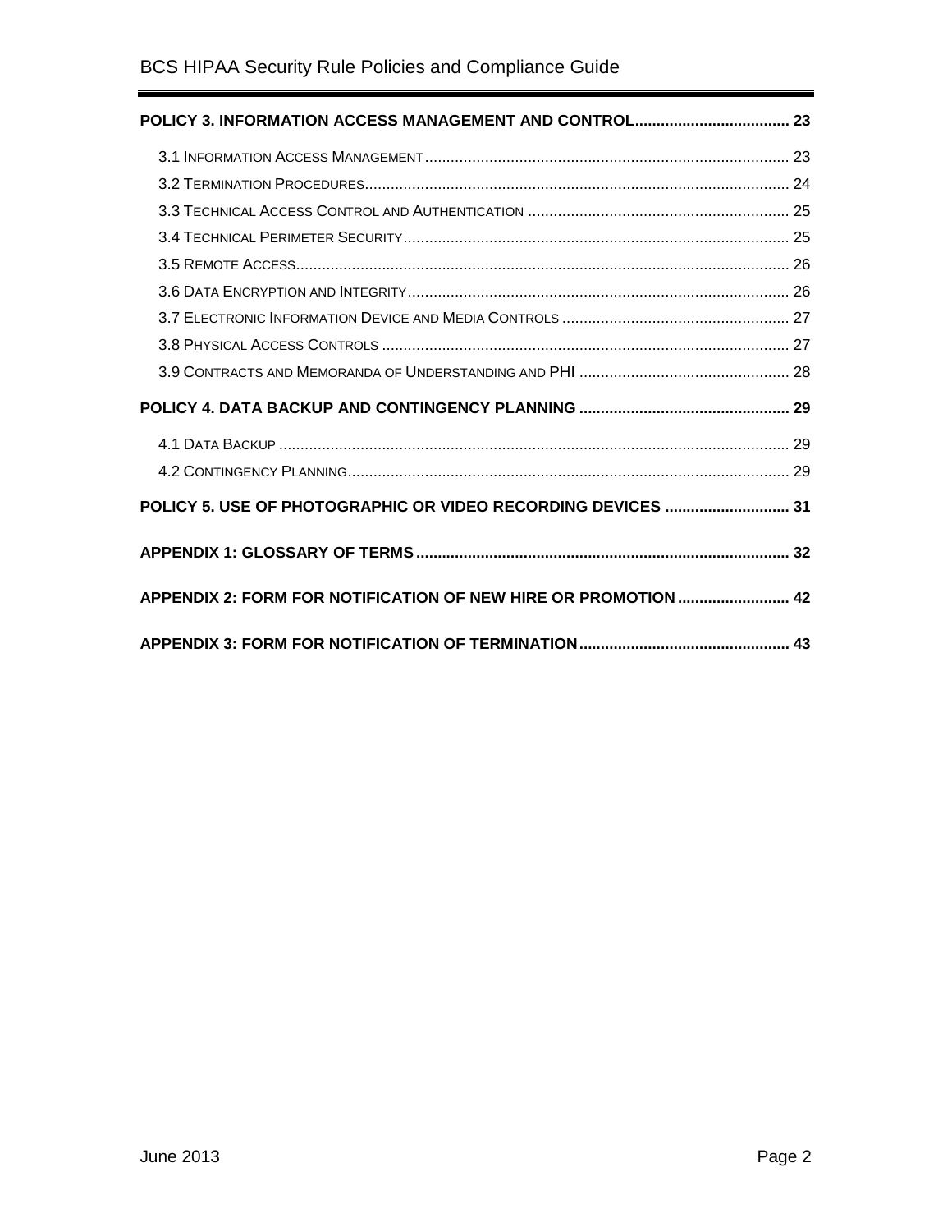**POLICY 3. INFORMATION ACCESS MANAGEMENT AND CONTROL .................................... 23**

- 3.1 INFORMATION ACCESS MANAGEMENT ........................................................................ 23
- 3.2 TERMINATION PROCEDURES ................................................................................... 24
- 3.3 TECHNICAL ACCESS CONTROL AND AUTHENTICATION ............................................ 25
- 3.4 TECHNICAL PERIMETER SECURITY .......................................................................... 25
- 3.5 REMOTE ACCESS .................................................................................................... 26
- 3.6 DATA ENCRYPTION AND INTEGRITY ......................................................................... 26
- 3.7 ELECTRONIC INFORMATION DEVICE AND MEDIA CONTROLS ..................................... 27
- 3.8 PHYSICAL ACCESS CONTROLS ............................................................................... 27
- 3.9 CONTRACTS AND MEMORANDA OF UNDERSTANDING AND PHI ................................ 28

**POLICY 4. DATA BACKUP AND CONTINGENCY PLANNING ................................................ 29**

- 4.1 DATA BACKUP ......................................................................................................... 29
- 4.2 CONTINGENCY PLANNING ....................................................................................... 29

**POLICY 5. USE OF PHOTOGRAPHIC OR VIDEO RECORDING DEVICES ............................ 31**

**APPENDIX 1: GLOSSARY OF TERMS ..................................................................................... 32**

**APPENDIX 2: FORM FOR NOTIFICATION OF NEW HIRE OR PROMOTION .......................... 42**

**APPENDIX 3: FORM FOR NOTIFICATION OF TERMINATION ................................................ 43**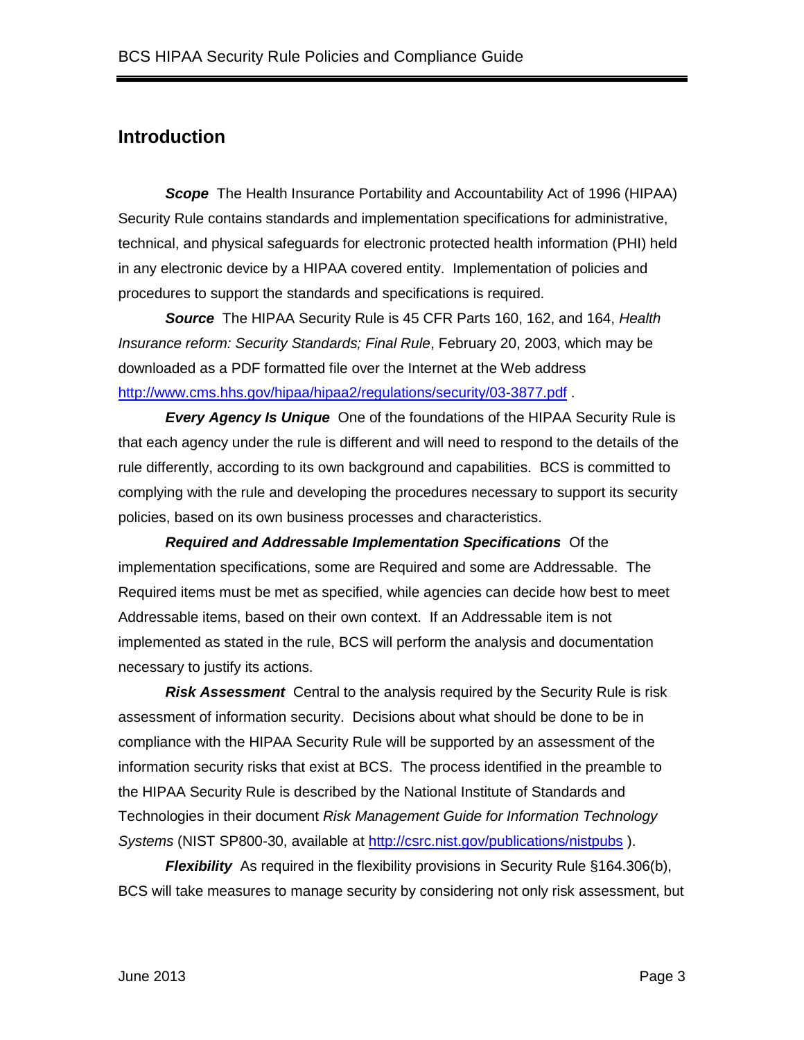## Introduction

***Scope*** The Health Insurance Portability and Accountability Act of 1996 (HIPAA) Security Rule contains standards and implementation specifications for administrative, technical, and physical safeguards for electronic protected health information (PHI) held in any electronic device by a HIPAA covered entity. Implementation of policies and procedures to support the standards and specifications is required.

***Source*** The HIPAA Security Rule is 45 CFR Parts 160, 162, and 164, *Health Insurance reform: Security Standards; Final Rule*, February 20, 2003, which may be downloaded as a PDF formatted file over the Internet at the Web address http://www.cms.hhs.gov/hipaa/hipaa2/regulations/security/03-3877.pdf .

***Every Agency Is Unique*** One of the foundations of the HIPAA Security Rule is that each agency under the rule is different and will need to respond to the details of the rule differently, according to its own background and capabilities. BCS is committed to complying with the rule and developing the procedures necessary to support its security policies, based on its own business processes and characteristics.

***Required and Addressable Implementation Specifications*** Of the implementation specifications, some are Required and some are Addressable. The Required items must be met as specified, while agencies can decide how best to meet Addressable items, based on their own context. If an Addressable item is not implemented as stated in the rule, BCS will perform the analysis and documentation necessary to justify its actions.

***Risk Assessment*** Central to the analysis required by the Security Rule is risk assessment of information security. Decisions about what should be done to be in compliance with the HIPAA Security Rule will be supported by an assessment of the information security risks that exist at BCS. The process identified in the preamble to the HIPAA Security Rule is described by the National Institute of Standards and Technologies in their document *Risk Management Guide for Information Technology Systems* (NIST SP800-30, available at http://csrc.nist.gov/publications/nistpubs ).

***Flexibility*** As required in the flexibility provisions in Security Rule §164.306(b), BCS will take measures to manage security by considering not only risk assessment, but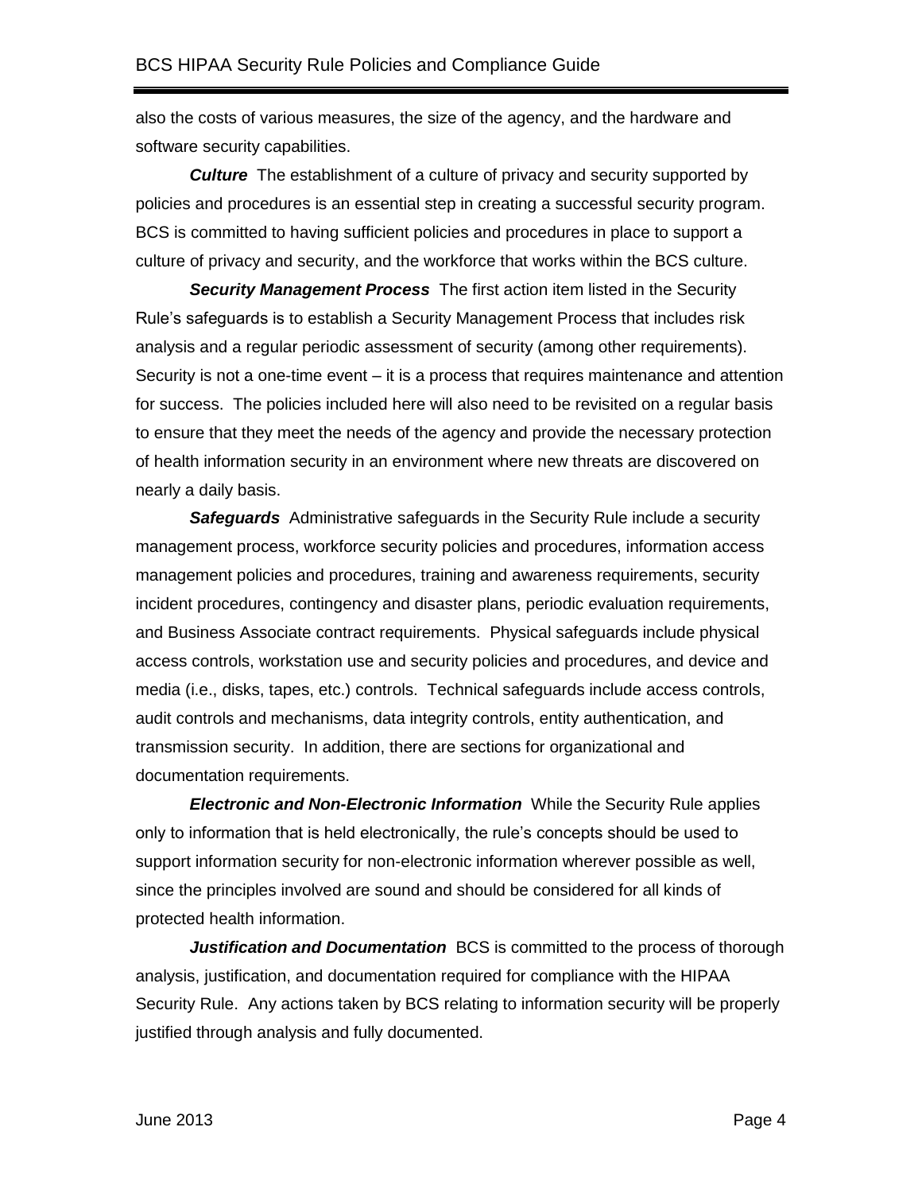also the costs of various measures, the size of the agency, and the hardware and software security capabilities.

***Culture*** The establishment of a culture of privacy and security supported by policies and procedures is an essential step in creating a successful security program. BCS is committed to having sufficient policies and procedures in place to support a culture of privacy and security, and the workforce that works within the BCS culture.

***Security Management Process*** The first action item listed in the Security Rule's safeguards is to establish a Security Management Process that includes risk analysis and a regular periodic assessment of security (among other requirements). Security is not a one-time event – it is a process that requires maintenance and attention for success. The policies included here will also need to be revisited on a regular basis to ensure that they meet the needs of the agency and provide the necessary protection of health information security in an environment where new threats are discovered on nearly a daily basis.

***Safeguards*** Administrative safeguards in the Security Rule include a security management process, workforce security policies and procedures, information access management policies and procedures, training and awareness requirements, security incident procedures, contingency and disaster plans, periodic evaluation requirements, and Business Associate contract requirements. Physical safeguards include physical access controls, workstation use and security policies and procedures, and device and media (i.e., disks, tapes, etc.) controls. Technical safeguards include access controls, audit controls and mechanisms, data integrity controls, entity authentication, and transmission security. In addition, there are sections for organizational and documentation requirements.

***Electronic and Non-Electronic Information*** While the Security Rule applies only to information that is held electronically, the rule's concepts should be used to support information security for non-electronic information wherever possible as well, since the principles involved are sound and should be considered for all kinds of protected health information.

***Justification and Documentation*** BCS is committed to the process of thorough analysis, justification, and documentation required for compliance with the HIPAA Security Rule. Any actions taken by BCS relating to information security will be properly justified through analysis and fully documented.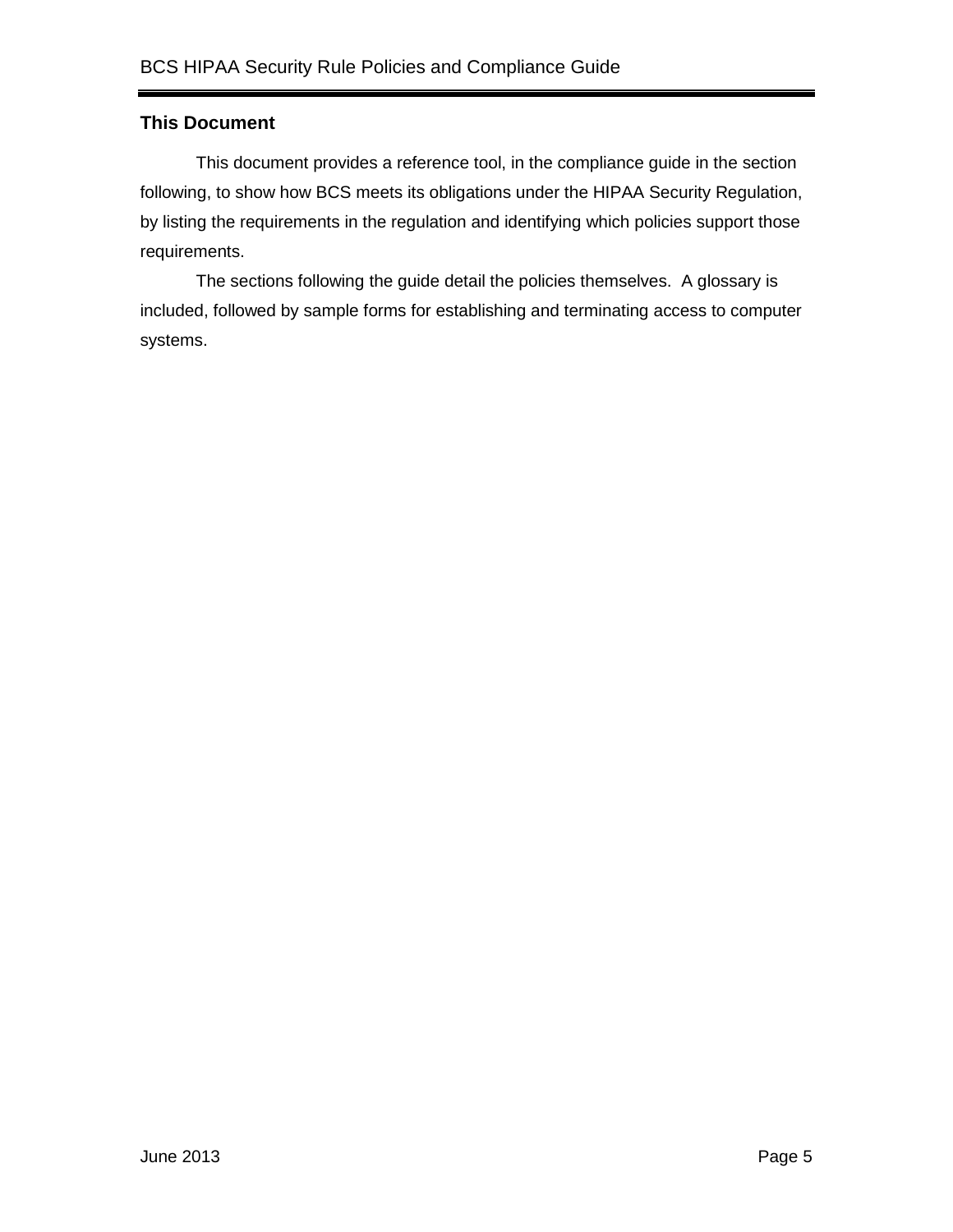## This Document

This document provides a reference tool, in the compliance guide in the section following, to show how BCS meets its obligations under the HIPAA Security Regulation, by listing the requirements in the regulation and identifying which policies support those requirements.

The sections following the guide detail the policies themselves. A glossary is included, followed by sample forms for establishing and terminating access to computer systems.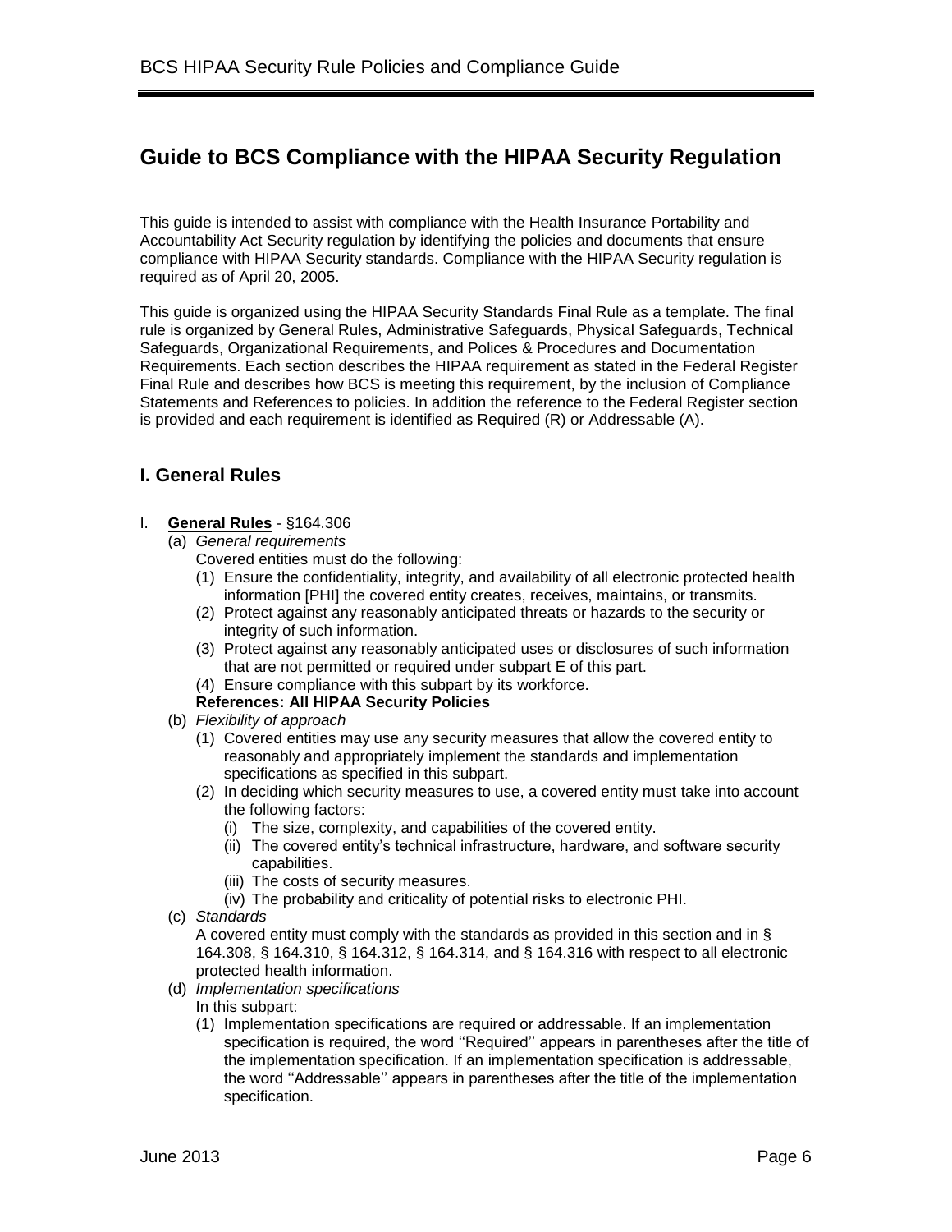# Guide to BCS Compliance with the HIPAA Security Regulation

This guide is intended to assist with compliance with the Health Insurance Portability and Accountability Act Security regulation by identifying the policies and documents that ensure compliance with HIPAA Security standards. Compliance with the HIPAA Security regulation is required as of April 20, 2005.

This guide is organized using the HIPAA Security Standards Final Rule as a template. The final rule is organized by General Rules, Administrative Safeguards, Physical Safeguards, Technical Safeguards, Organizational Requirements, and Polices & Procedures and Documentation Requirements. Each section describes the HIPAA requirement as stated in the Federal Register Final Rule and describes how BCS is meeting this requirement, by the inclusion of Compliance Statements and References to policies. In addition the reference to the Federal Register section is provided and each requirement is identified as Required (R) or Addressable (A).

## I. General Rules

I. **General Rules** - §164.306
   (a) *General requirements*
      Covered entities must do the following:
      (1) Ensure the confidentiality, integrity, and availability of all electronic protected health information [PHI] the covered entity creates, receives, maintains, or transmits.
      (2) Protect against any reasonably anticipated threats or hazards to the security or integrity of such information.
      (3) Protect against any reasonably anticipated uses or disclosures of such information that are not permitted or required under subpart E of this part.
      (4) Ensure compliance with this subpart by its workforce.
      **References: All HIPAA Security Policies**
   (b) *Flexibility of approach*
      (1) Covered entities may use any security measures that allow the covered entity to reasonably and appropriately implement the standards and implementation specifications as specified in this subpart.
      (2) In deciding which security measures to use, a covered entity must take into account the following factors:
         (i) The size, complexity, and capabilities of the covered entity.
         (ii) The covered entity's technical infrastructure, hardware, and software security capabilities.
         (iii) The costs of security measures.
         (iv) The probability and criticality of potential risks to electronic PHI.
   (c) *Standards*
      A covered entity must comply with the standards as provided in this section and in § 164.308, § 164.310, § 164.312, § 164.314, and § 164.316 with respect to all electronic protected health information.
   (d) *Implementation specifications*
      In this subpart:
      (1) Implementation specifications are required or addressable. If an implementation specification is required, the word ''Required'' appears in parentheses after the title of the implementation specification. If an implementation specification is addressable, the word ''Addressable'' appears in parentheses after the title of the implementation specification.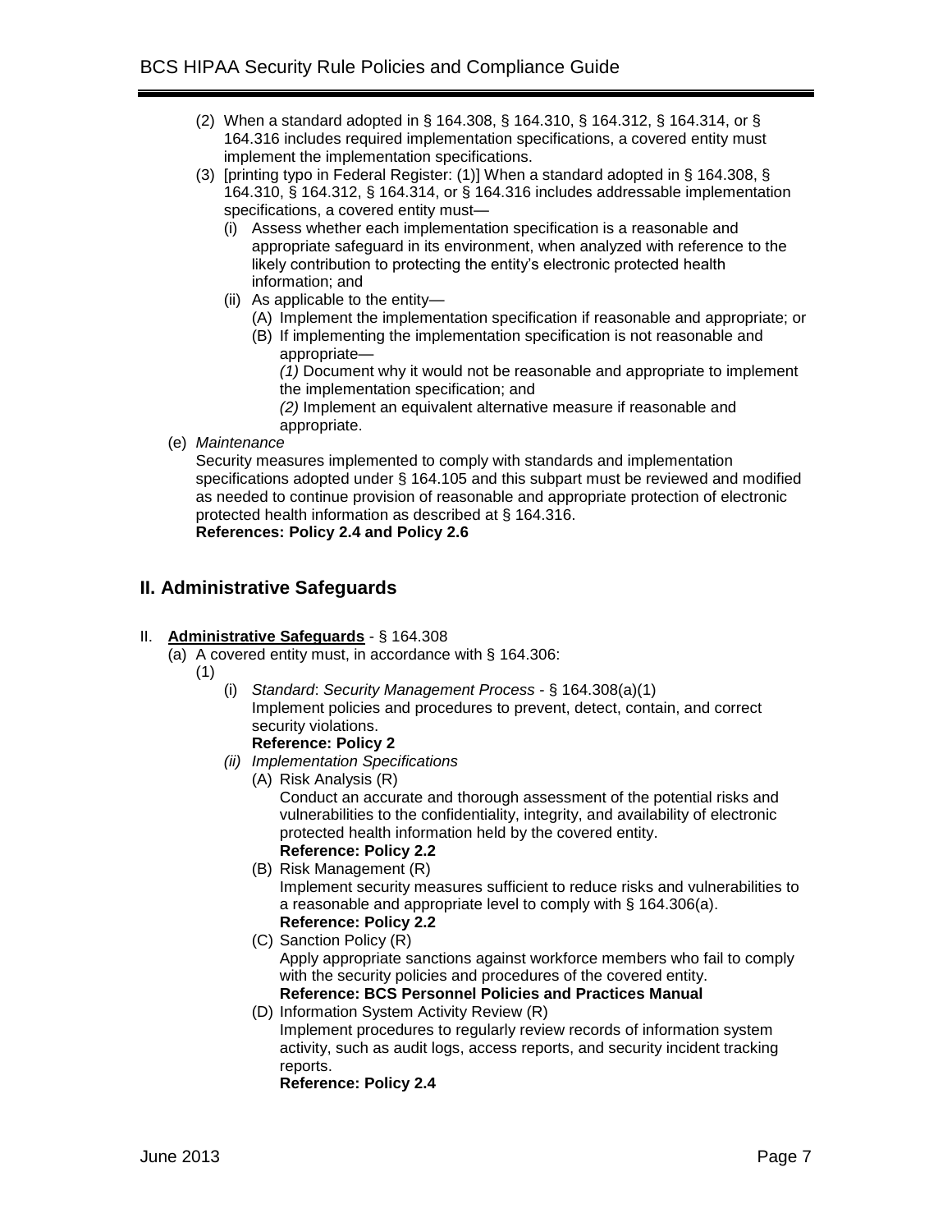(2) When a standard adopted in § 164.308, § 164.310, § 164.312, § 164.314, or § 164.316 includes required implementation specifications, a covered entity must implement the implementation specifications.

(3) [printing typo in Federal Register: (1)] When a standard adopted in § 164.308, § 164.310, § 164.312, § 164.314, or § 164.316 includes addressable implementation specifications, a covered entity must—

- (i) Assess whether each implementation specification is a reasonable and appropriate safeguard in its environment, when analyzed with reference to the likely contribution to protecting the entity's electronic protected health information; and
- (ii) As applicable to the entity—
  - (A) Implement the implementation specification if reasonable and appropriate; or
  - (B) If implementing the implementation specification is not reasonable and appropriate—

    *(1)* Document why it would not be reasonable and appropriate to implement the implementation specification; and

    *(2)* Implement an equivalent alternative measure if reasonable and appropriate.

(e) *Maintenance*

Security measures implemented to comply with standards and implementation specifications adopted under § 164.105 and this subpart must be reviewed and modified as needed to continue provision of reasonable and appropriate protection of electronic protected health information as described at § 164.316.

**References: Policy 2.4 and Policy 2.6**

## II. Administrative Safeguards

II. **Administrative Safeguards** - § 164.308

(a) A covered entity must, in accordance with § 164.306:

(1)

- (i) *Standard*: *Security Management Process* - § 164.308(a)(1)

  Implement policies and procedures to prevent, detect, contain, and correct security violations.

  **Reference: Policy 2**

- *(ii) Implementation Specifications*
  - (A) Risk Analysis (R)

    Conduct an accurate and thorough assessment of the potential risks and vulnerabilities to the confidentiality, integrity, and availability of electronic protected health information held by the covered entity.

    **Reference: Policy 2.2**

  - (B) Risk Management (R)

    Implement security measures sufficient to reduce risks and vulnerabilities to a reasonable and appropriate level to comply with § 164.306(a).

    **Reference: Policy 2.2**

  - (C) Sanction Policy (R)

    Apply appropriate sanctions against workforce members who fail to comply with the security policies and procedures of the covered entity.

    **Reference: BCS Personnel Policies and Practices Manual**

  - (D) Information System Activity Review (R)

    Implement procedures to regularly review records of information system activity, such as audit logs, access reports, and security incident tracking reports.

    **Reference: Policy 2.4**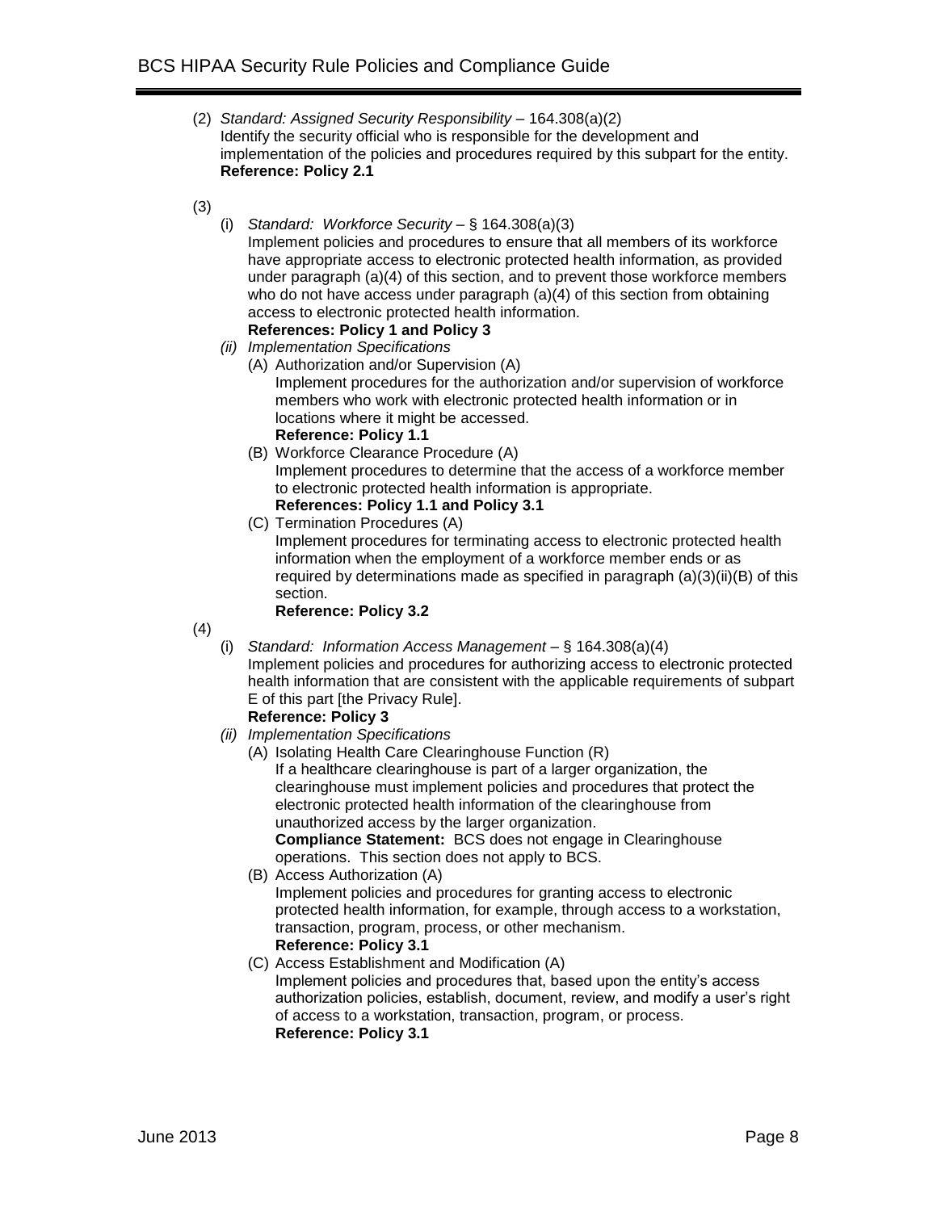(2) *Standard: Assigned Security Responsibility* – 164.308(a)(2)
Identify the security official who is responsible for the development and implementation of the policies and procedures required by this subpart for the entity.
**Reference: Policy 2.1**

(3)

(i) *Standard: Workforce Security* – § 164.308(a)(3)
Implement policies and procedures to ensure that all members of its workforce have appropriate access to electronic protected health information, as provided under paragraph (a)(4) of this section, and to prevent those workforce members who do not have access under paragraph (a)(4) of this section from obtaining access to electronic protected health information.
**References: Policy 1 and Policy 3**

*(ii) Implementation Specifications*

(A) Authorization and/or Supervision (A)
Implement procedures for the authorization and/or supervision of workforce members who work with electronic protected health information or in locations where it might be accessed.
**Reference: Policy 1.1**

(B) Workforce Clearance Procedure (A)
Implement procedures to determine that the access of a workforce member to electronic protected health information is appropriate.
**References: Policy 1.1 and Policy 3.1**

(C) Termination Procedures (A)
Implement procedures for terminating access to electronic protected health information when the employment of a workforce member ends or as required by determinations made as specified in paragraph (a)(3)(ii)(B) of this section.
**Reference: Policy 3.2**

(4)

(i) *Standard: Information Access Management* – § 164.308(a)(4)
Implement policies and procedures for authorizing access to electronic protected health information that are consistent with the applicable requirements of subpart E of this part [the Privacy Rule].
**Reference: Policy 3**

*(ii) Implementation Specifications*

(A) Isolating Health Care Clearinghouse Function (R)
If a healthcare clearinghouse is part of a larger organization, the clearinghouse must implement policies and procedures that protect the electronic protected health information of the clearinghouse from unauthorized access by the larger organization.
**Compliance Statement:** BCS does not engage in Clearinghouse operations. This section does not apply to BCS.

(B) Access Authorization (A)
Implement policies and procedures for granting access to electronic protected health information, for example, through access to a workstation, transaction, program, process, or other mechanism.
**Reference: Policy 3.1**

(C) Access Establishment and Modification (A)
Implement policies and procedures that, based upon the entity's access authorization policies, establish, document, review, and modify a user's right of access to a workstation, transaction, program, or process.
**Reference: Policy 3.1**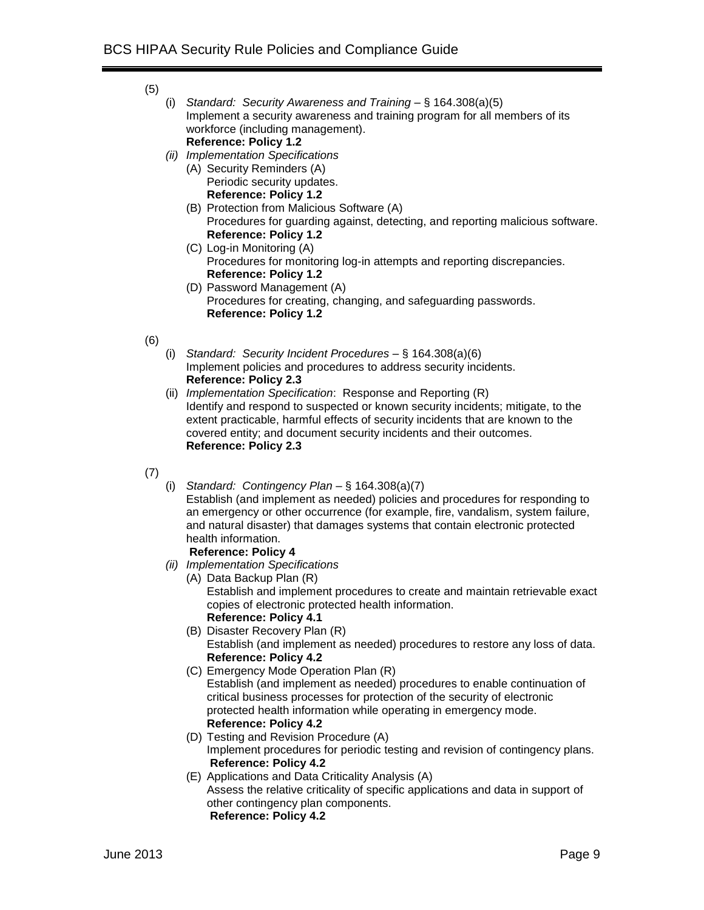(5)

- (i) *Standard: Security Awareness and Training* – § 164.308(a)(5)
  Implement a security awareness and training program for all members of its workforce (including management).
  **Reference: Policy 1.2**
- *(ii) Implementation Specifications*
  - (A) Security Reminders (A)
    Periodic security updates.
    **Reference: Policy 1.2**
  - (B) Protection from Malicious Software (A)
    Procedures for guarding against, detecting, and reporting malicious software.
    **Reference: Policy 1.2**
  - (C) Log-in Monitoring (A)
    Procedures for monitoring log-in attempts and reporting discrepancies.
    **Reference: Policy 1.2**
  - (D) Password Management (A)
    Procedures for creating, changing, and safeguarding passwords.
    **Reference: Policy 1.2**

(6)

- (i) *Standard: Security Incident Procedures* – § 164.308(a)(6)
  Implement policies and procedures to address security incidents.
  **Reference: Policy 2.3**
- (ii) *Implementation Specification*: Response and Reporting (R)
  Identify and respond to suspected or known security incidents; mitigate, to the extent practicable, harmful effects of security incidents that are known to the covered entity; and document security incidents and their outcomes.
  **Reference: Policy 2.3**

(7)

- (i) *Standard: Contingency Plan* – § 164.308(a)(7)
  Establish (and implement as needed) policies and procedures for responding to an emergency or other occurrence (for example, fire, vandalism, system failure, and natural disaster) that damages systems that contain electronic protected health information.
  **Reference: Policy 4**
- *(ii) Implementation Specifications*
  - (A) Data Backup Plan (R)
    Establish and implement procedures to create and maintain retrievable exact copies of electronic protected health information.
    **Reference: Policy 4.1**
  - (B) Disaster Recovery Plan (R)
    Establish (and implement as needed) procedures to restore any loss of data.
    **Reference: Policy 4.2**
  - (C) Emergency Mode Operation Plan (R)
    Establish (and implement as needed) procedures to enable continuation of critical business processes for protection of the security of electronic protected health information while operating in emergency mode.
    **Reference: Policy 4.2**
  - (D) Testing and Revision Procedure (A)
    Implement procedures for periodic testing and revision of contingency plans.
    **Reference: Policy 4.2**
  - (E) Applications and Data Criticality Analysis (A)
    Assess the relative criticality of specific applications and data in support of other contingency plan components.
    **Reference: Policy 4.2**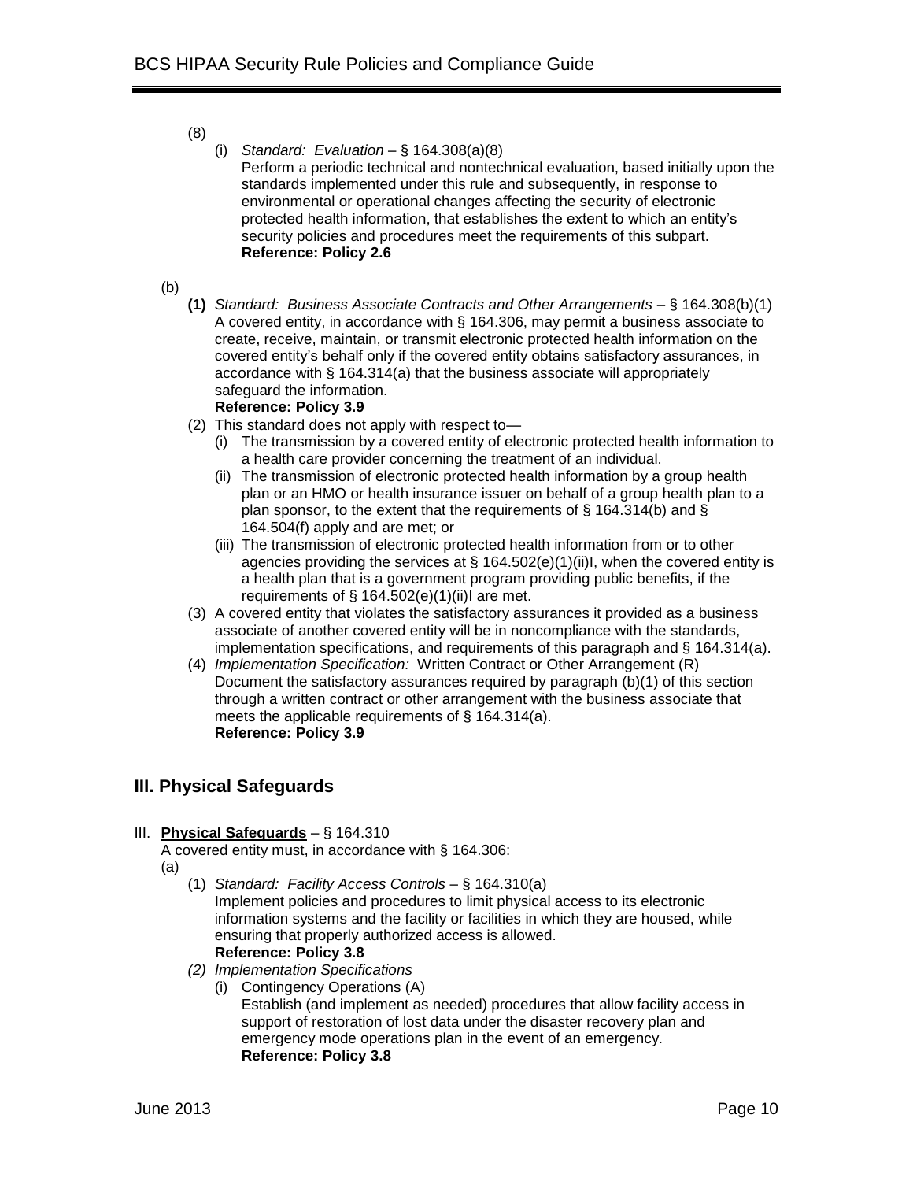(8)

(i) *Standard: Evaluation* – § 164.308(a)(8)
Perform a periodic technical and nontechnical evaluation, based initially upon the standards implemented under this rule and subsequently, in response to environmental or operational changes affecting the security of electronic protected health information, that establishes the extent to which an entity's security policies and procedures meet the requirements of this subpart.
**Reference: Policy 2.6**

(b)

**(1)** *Standard: Business Associate Contracts and Other Arrangements* – § 164.308(b)(1)
A covered entity, in accordance with § 164.306, may permit a business associate to create, receive, maintain, or transmit electronic protected health information on the covered entity's behalf only if the covered entity obtains satisfactory assurances, in accordance with § 164.314(a) that the business associate will appropriately safeguard the information.
**Reference: Policy 3.9**

(2) This standard does not apply with respect to—
  (i) The transmission by a covered entity of electronic protected health information to a health care provider concerning the treatment of an individual.
  (ii) The transmission of electronic protected health information by a group health plan or an HMO or health insurance issuer on behalf of a group health plan to a plan sponsor, to the extent that the requirements of § 164.314(b) and § 164.504(f) apply and are met; or
  (iii) The transmission of electronic protected health information from or to other agencies providing the services at § 164.502(e)(1)(ii)I, when the covered entity is a health plan that is a government program providing public benefits, if the requirements of § 164.502(e)(1)(ii)I are met.

(3) A covered entity that violates the satisfactory assurances it provided as a business associate of another covered entity will be in noncompliance with the standards, implementation specifications, and requirements of this paragraph and § 164.314(a).

(4) *Implementation Specification:* Written Contract or Other Arrangement (R)
Document the satisfactory assurances required by paragraph (b)(1) of this section through a written contract or other arrangement with the business associate that meets the applicable requirements of § 164.314(a).
**Reference: Policy 3.9**

## III. Physical Safeguards

III. **Physical Safeguards** – § 164.310
A covered entity must, in accordance with § 164.306:

(a)

(1) *Standard: Facility Access Controls* – § 164.310(a)
Implement policies and procedures to limit physical access to its electronic information systems and the facility or facilities in which they are housed, while ensuring that properly authorized access is allowed.
**Reference: Policy 3.8**

*(2) Implementation Specifications*
  (i) Contingency Operations (A)
  Establish (and implement as needed) procedures that allow facility access in support of restoration of lost data under the disaster recovery plan and emergency mode operations plan in the event of an emergency.
  **Reference: Policy 3.8**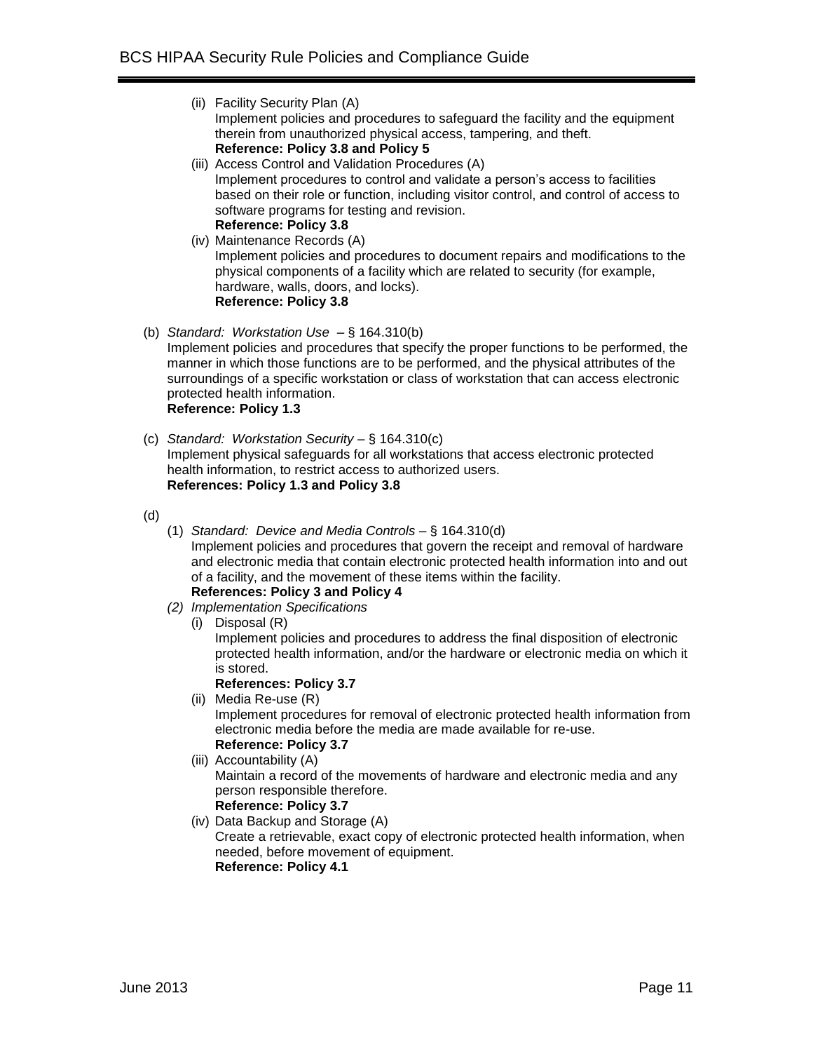- (ii) Facility Security Plan (A)
  Implement policies and procedures to safeguard the facility and the equipment therein from unauthorized physical access, tampering, and theft.
  **Reference: Policy 3.8 and Policy 5**
- (iii) Access Control and Validation Procedures (A)
  Implement procedures to control and validate a person's access to facilities based on their role or function, including visitor control, and control of access to software programs for testing and revision.
  **Reference: Policy 3.8**
- (iv) Maintenance Records (A)
  Implement policies and procedures to document repairs and modifications to the physical components of a facility which are related to security (for example, hardware, walls, doors, and locks).
  **Reference: Policy 3.8**

(b) *Standard: Workstation Use* – § 164.310(b)
Implement policies and procedures that specify the proper functions to be performed, the manner in which those functions are to be performed, and the physical attributes of the surroundings of a specific workstation or class of workstation that can access electronic protected health information.
**Reference: Policy 1.3**

(c) *Standard: Workstation Security* – § 164.310(c)
Implement physical safeguards for all workstations that access electronic protected health information, to restrict access to authorized users.
**References: Policy 1.3 and Policy 3.8**

(d)

- (1) *Standard: Device and Media Controls* – § 164.310(d)
  Implement policies and procedures that govern the receipt and removal of hardware and electronic media that contain electronic protected health information into and out of a facility, and the movement of these items within the facility.
  **References: Policy 3 and Policy 4**
- *(2) Implementation Specifications*
  - (i) Disposal (R)
    Implement policies and procedures to address the final disposition of electronic protected health information, and/or the hardware or electronic media on which it is stored.
    **References: Policy 3.7**
  - (ii) Media Re-use (R)
    Implement procedures for removal of electronic protected health information from electronic media before the media are made available for re-use.
    **Reference: Policy 3.7**
  - (iii) Accountability (A)
    Maintain a record of the movements of hardware and electronic media and any person responsible therefore.
    **Reference: Policy 3.7**
  - (iv) Data Backup and Storage (A)
    Create a retrievable, exact copy of electronic protected health information, when needed, before movement of equipment.
    **Reference: Policy 4.1**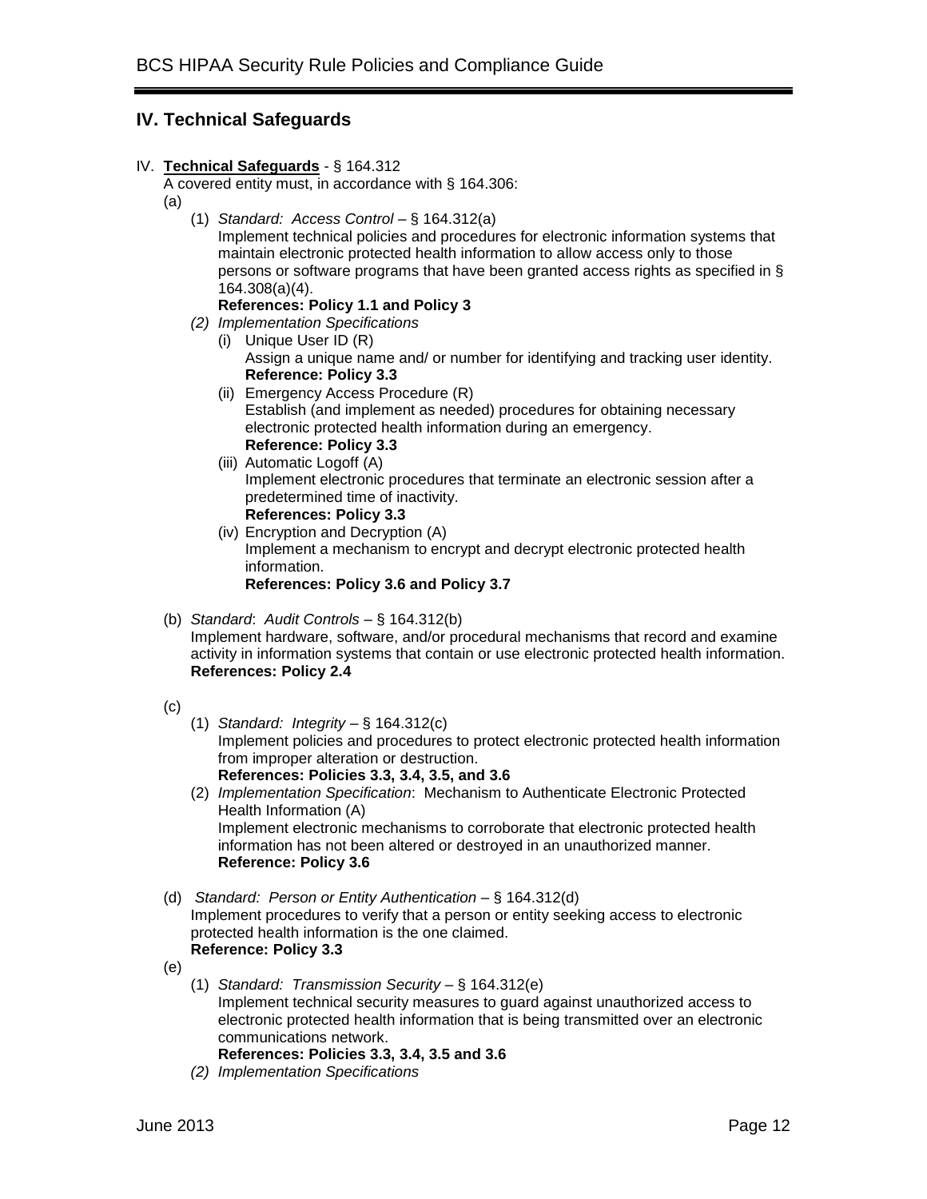## IV. Technical Safeguards

IV. **Technical Safeguards** - § 164.312

A covered entity must, in accordance with § 164.306:

(a)

(1) *Standard: Access Control* – § 164.312(a)

Implement technical policies and procedures for electronic information systems that maintain electronic protected health information to allow access only to those persons or software programs that have been granted access rights as specified in § 164.308(a)(4).

**References: Policy 1.1 and Policy 3**

*(2) Implementation Specifications*

(i) Unique User ID (R)

Assign a unique name and/ or number for identifying and tracking user identity.

**Reference: Policy 3.3**

(ii) Emergency Access Procedure (R)

Establish (and implement as needed) procedures for obtaining necessary electronic protected health information during an emergency.

**Reference: Policy 3.3**

(iii) Automatic Logoff (A)

Implement electronic procedures that terminate an electronic session after a predetermined time of inactivity.

**References: Policy 3.3**

(iv) Encryption and Decryption (A)

Implement a mechanism to encrypt and decrypt electronic protected health information.

**References: Policy 3.6 and Policy 3.7**

(b) *Standard*: *Audit Controls* – § 164.312(b)

Implement hardware, software, and/or procedural mechanisms that record and examine activity in information systems that contain or use electronic protected health information.

**References: Policy 2.4**

(c)

(1) *Standard: Integrity* – § 164.312(c)

Implement policies and procedures to protect electronic protected health information from improper alteration or destruction.

**References: Policies 3.3, 3.4, 3.5, and 3.6**

(2) *Implementation Specification*: Mechanism to Authenticate Electronic Protected Health Information (A)

Implement electronic mechanisms to corroborate that electronic protected health information has not been altered or destroyed in an unauthorized manner.

**Reference: Policy 3.6**

(d) *Standard: Person or Entity Authentication* – § 164.312(d)

Implement procedures to verify that a person or entity seeking access to electronic protected health information is the one claimed.

**Reference: Policy 3.3**

(e)

(1) *Standard: Transmission Security* – § 164.312(e)

Implement technical security measures to guard against unauthorized access to electronic protected health information that is being transmitted over an electronic communications network.

**References: Policies 3.3, 3.4, 3.5 and 3.6**

*(2) Implementation Specifications*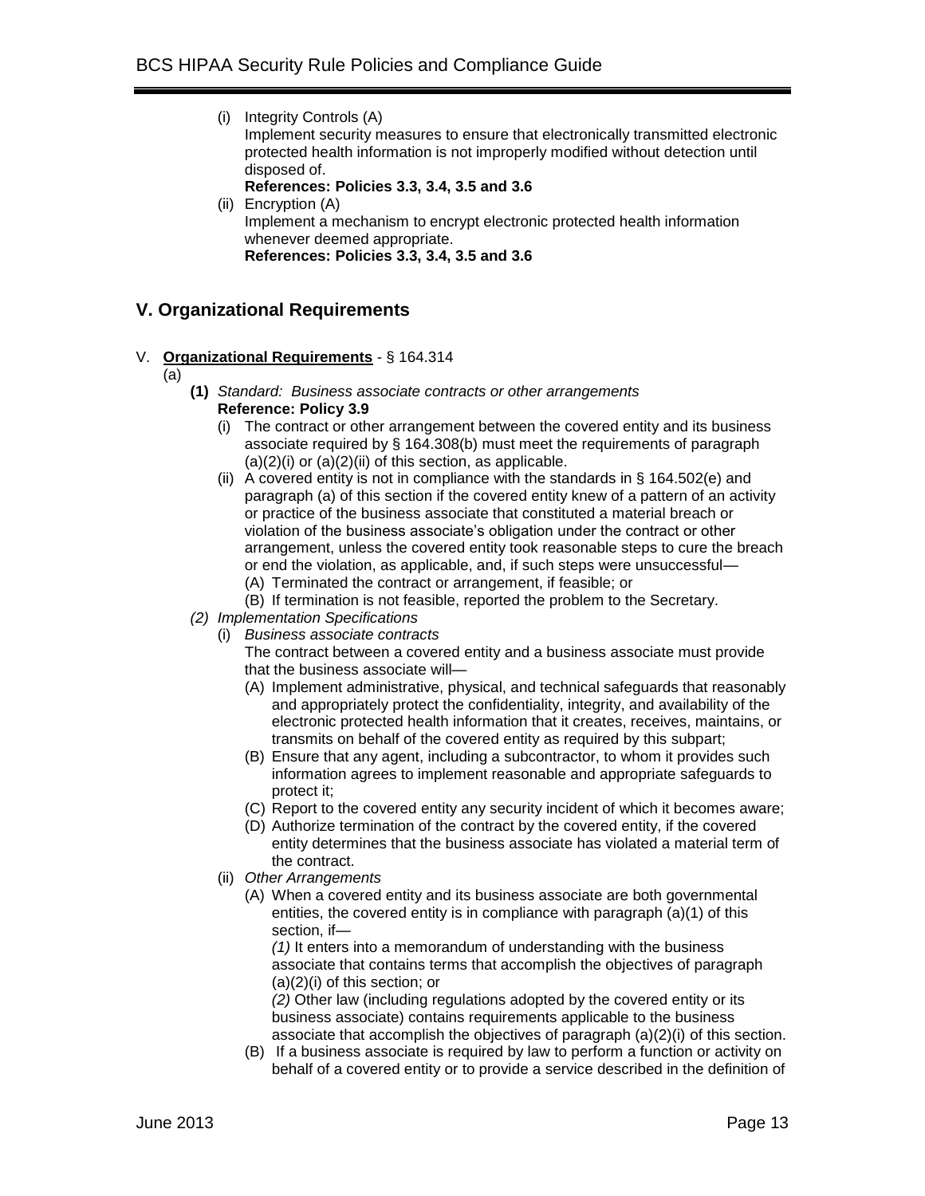(i) Integrity Controls (A)
Implement security measures to ensure that electronically transmitted electronic protected health information is not improperly modified without detection until disposed of.
**References: Policies 3.3, 3.4, 3.5 and 3.6**

(ii) Encryption (A)
Implement a mechanism to encrypt electronic protected health information whenever deemed appropriate.
**References: Policies 3.3, 3.4, 3.5 and 3.6**

## V. Organizational Requirements

V. **Organizational Requirements** - § 164.314

(a)

**(1)** *Standard: Business associate contracts or other arrangements*
**Reference: Policy 3.9**

(i) The contract or other arrangement between the covered entity and its business associate required by § 164.308(b) must meet the requirements of paragraph (a)(2)(i) or (a)(2)(ii) of this section, as applicable.

(ii) A covered entity is not in compliance with the standards in § 164.502(e) and paragraph (a) of this section if the covered entity knew of a pattern of an activity or practice of the business associate that constituted a material breach or violation of the business associate's obligation under the contract or other arrangement, unless the covered entity took reasonable steps to cure the breach or end the violation, as applicable, and, if such steps were unsuccessful—

(A) Terminated the contract or arrangement, if feasible; or

(B) If termination is not feasible, reported the problem to the Secretary.

*(2) Implementation Specifications*

(i) *Business associate contracts*
The contract between a covered entity and a business associate must provide that the business associate will—

(A) Implement administrative, physical, and technical safeguards that reasonably and appropriately protect the confidentiality, integrity, and availability of the electronic protected health information that it creates, receives, maintains, or transmits on behalf of the covered entity as required by this subpart;

(B) Ensure that any agent, including a subcontractor, to whom it provides such information agrees to implement reasonable and appropriate safeguards to protect it;

(C) Report to the covered entity any security incident of which it becomes aware;

(D) Authorize termination of the contract by the covered entity, if the covered entity determines that the business associate has violated a material term of the contract.

(ii) *Other Arrangements*

(A) When a covered entity and its business associate are both governmental entities, the covered entity is in compliance with paragraph (a)(1) of this section, if—

*(1)* It enters into a memorandum of understanding with the business associate that contains terms that accomplish the objectives of paragraph (a)(2)(i) of this section; or

*(2)* Other law (including regulations adopted by the covered entity or its business associate) contains requirements applicable to the business associate that accomplish the objectives of paragraph (a)(2)(i) of this section.

(B) If a business associate is required by law to perform a function or activity on behalf of a covered entity or to provide a service described in the definition of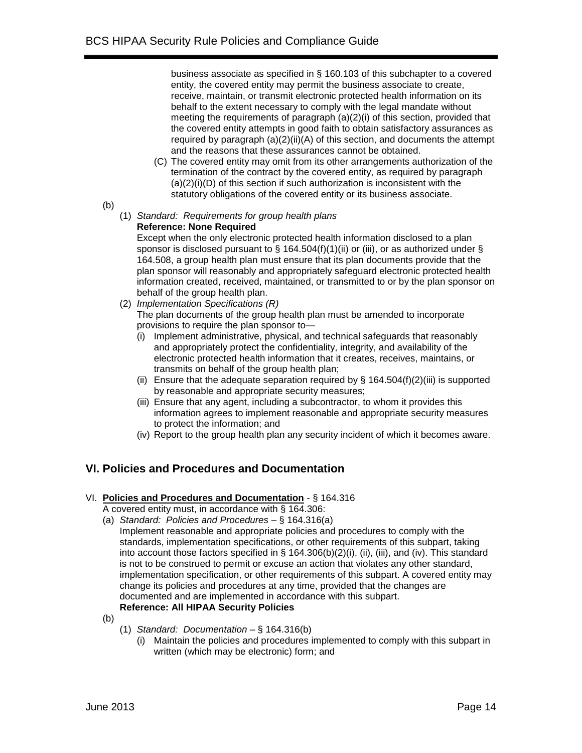business associate as specified in § 160.103 of this subchapter to a covered entity, the covered entity may permit the business associate to create, receive, maintain, or transmit electronic protected health information on its behalf to the extent necessary to comply with the legal mandate without meeting the requirements of paragraph (a)(2)(i) of this section, provided that the covered entity attempts in good faith to obtain satisfactory assurances as required by paragraph (a)(2)(ii)(A) of this section, and documents the attempt and the reasons that these assurances cannot be obtained.

(C) The covered entity may omit from its other arrangements authorization of the termination of the contract by the covered entity, as required by paragraph (a)(2)(i)(D) of this section if such authorization is inconsistent with the statutory obligations of the covered entity or its business associate.

(b)

(1) *Standard: Requirements for group health plans*
**Reference: None Required**
Except when the only electronic protected health information disclosed to a plan sponsor is disclosed pursuant to § 164.504(f)(1)(ii) or (iii), or as authorized under § 164.508, a group health plan must ensure that its plan documents provide that the plan sponsor will reasonably and appropriately safeguard electronic protected health information created, received, maintained, or transmitted to or by the plan sponsor on behalf of the group health plan.

(2) *Implementation Specifications (R)*
The plan documents of the group health plan must be amended to incorporate provisions to require the plan sponsor to—

(i) Implement administrative, physical, and technical safeguards that reasonably and appropriately protect the confidentiality, integrity, and availability of the electronic protected health information that it creates, receives, maintains, or transmits on behalf of the group health plan;

(ii) Ensure that the adequate separation required by § 164.504(f)(2)(iii) is supported by reasonable and appropriate security measures;

(iii) Ensure that any agent, including a subcontractor, to whom it provides this information agrees to implement reasonable and appropriate security measures to protect the information; and

(iv) Report to the group health plan any security incident of which it becomes aware.

## VI. Policies and Procedures and Documentation

VI. **Policies and Procedures and Documentation** - § 164.316
A covered entity must, in accordance with § 164.306:

(a) *Standard: Policies and Procedures* – § 164.316(a)
Implement reasonable and appropriate policies and procedures to comply with the standards, implementation specifications, or other requirements of this subpart, taking into account those factors specified in § 164.306(b)(2)(i), (ii), (iii), and (iv). This standard is not to be construed to permit or excuse an action that violates any other standard, implementation specification, or other requirements of this subpart. A covered entity may change its policies and procedures at any time, provided that the changes are documented and are implemented in accordance with this subpart.
**Reference: All HIPAA Security Policies**

(b)

(1) *Standard: Documentation* – § 164.316(b)

(i) Maintain the policies and procedures implemented to comply with this subpart in written (which may be electronic) form; and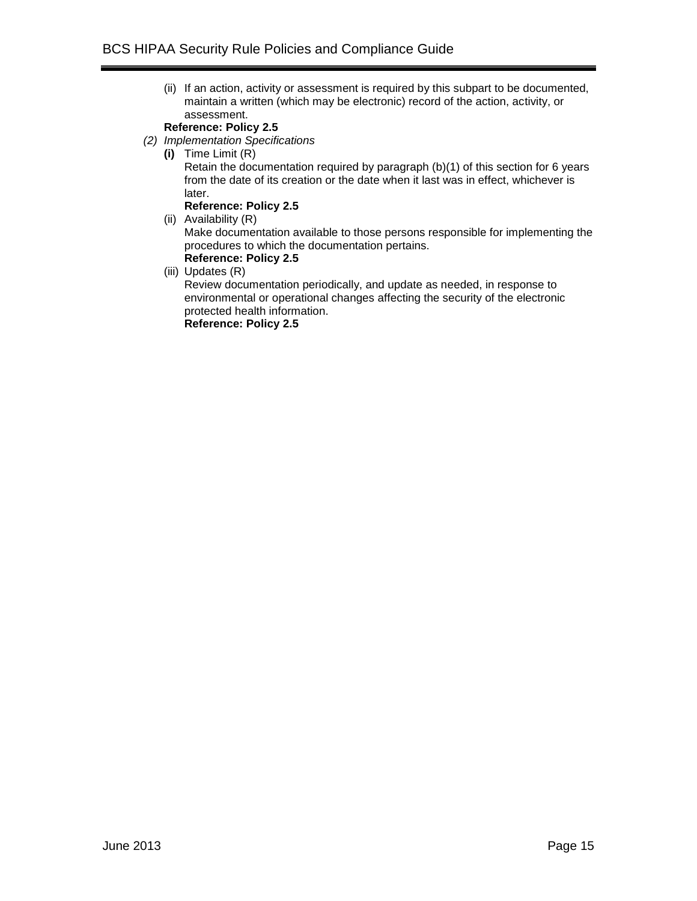(ii) If an action, activity or assessment is required by this subpart to be documented, maintain a written (which may be electronic) record of the action, activity, or assessment.

**Reference: Policy 2.5**

*(2) Implementation Specifications*

**(i)** Time Limit (R)
Retain the documentation required by paragraph (b)(1) of this section for 6 years from the date of its creation or the date when it last was in effect, whichever is later.
**Reference: Policy 2.5**

(ii) Availability (R)
Make documentation available to those persons responsible for implementing the procedures to which the documentation pertains.
**Reference: Policy 2.5**

(iii) Updates (R)
Review documentation periodically, and update as needed, in response to environmental or operational changes affecting the security of the electronic protected health information.
**Reference: Policy 2.5**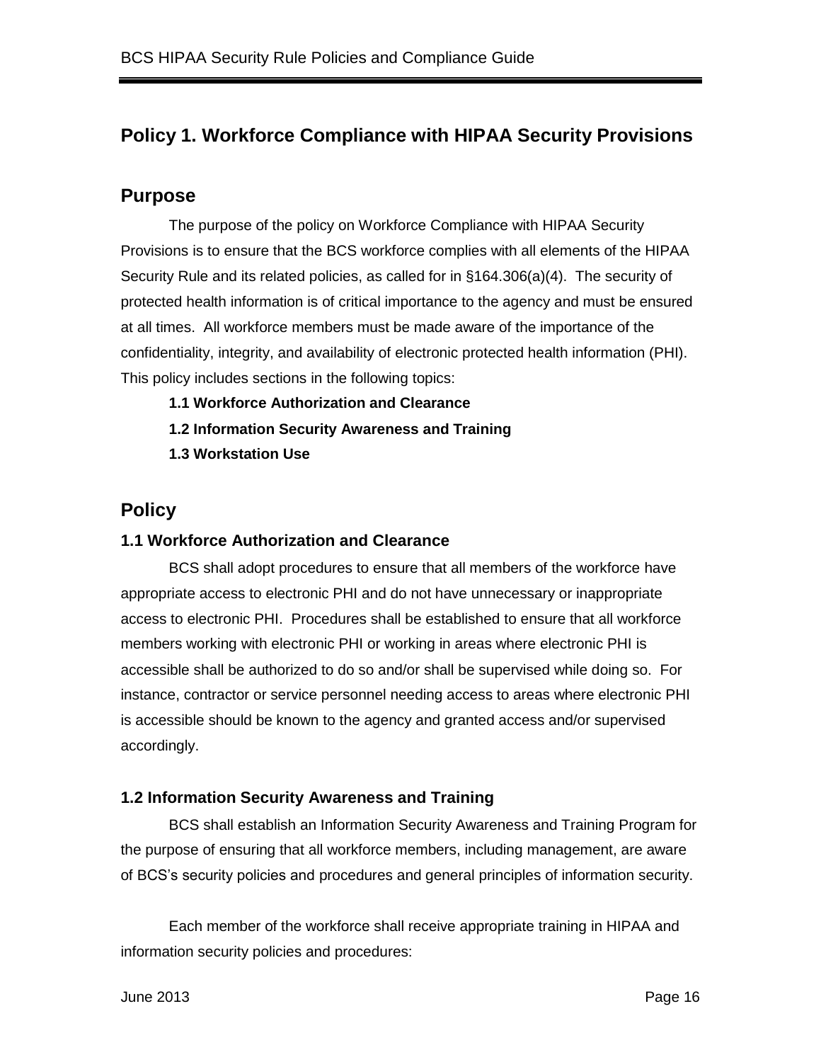# Policy 1. Workforce Compliance with HIPAA Security Provisions

## Purpose

The purpose of the policy on Workforce Compliance with HIPAA Security Provisions is to ensure that the BCS workforce complies with all elements of the HIPAA Security Rule and its related policies, as called for in §164.306(a)(4). The security of protected health information is of critical importance to the agency and must be ensured at all times. All workforce members must be made aware of the importance of the confidentiality, integrity, and availability of electronic protected health information (PHI). This policy includes sections in the following topics:

**1.1 Workforce Authorization and Clearance**

**1.2 Information Security Awareness and Training**

**1.3 Workstation Use**

## Policy

### 1.1 Workforce Authorization and Clearance

BCS shall adopt procedures to ensure that all members of the workforce have appropriate access to electronic PHI and do not have unnecessary or inappropriate access to electronic PHI. Procedures shall be established to ensure that all workforce members working with electronic PHI or working in areas where electronic PHI is accessible shall be authorized to do so and/or shall be supervised while doing so. For instance, contractor or service personnel needing access to areas where electronic PHI is accessible should be known to the agency and granted access and/or supervised accordingly.

### 1.2 Information Security Awareness and Training

BCS shall establish an Information Security Awareness and Training Program for the purpose of ensuring that all workforce members, including management, are aware of BCS's security policies and procedures and general principles of information security.

Each member of the workforce shall receive appropriate training in HIPAA and information security policies and procedures: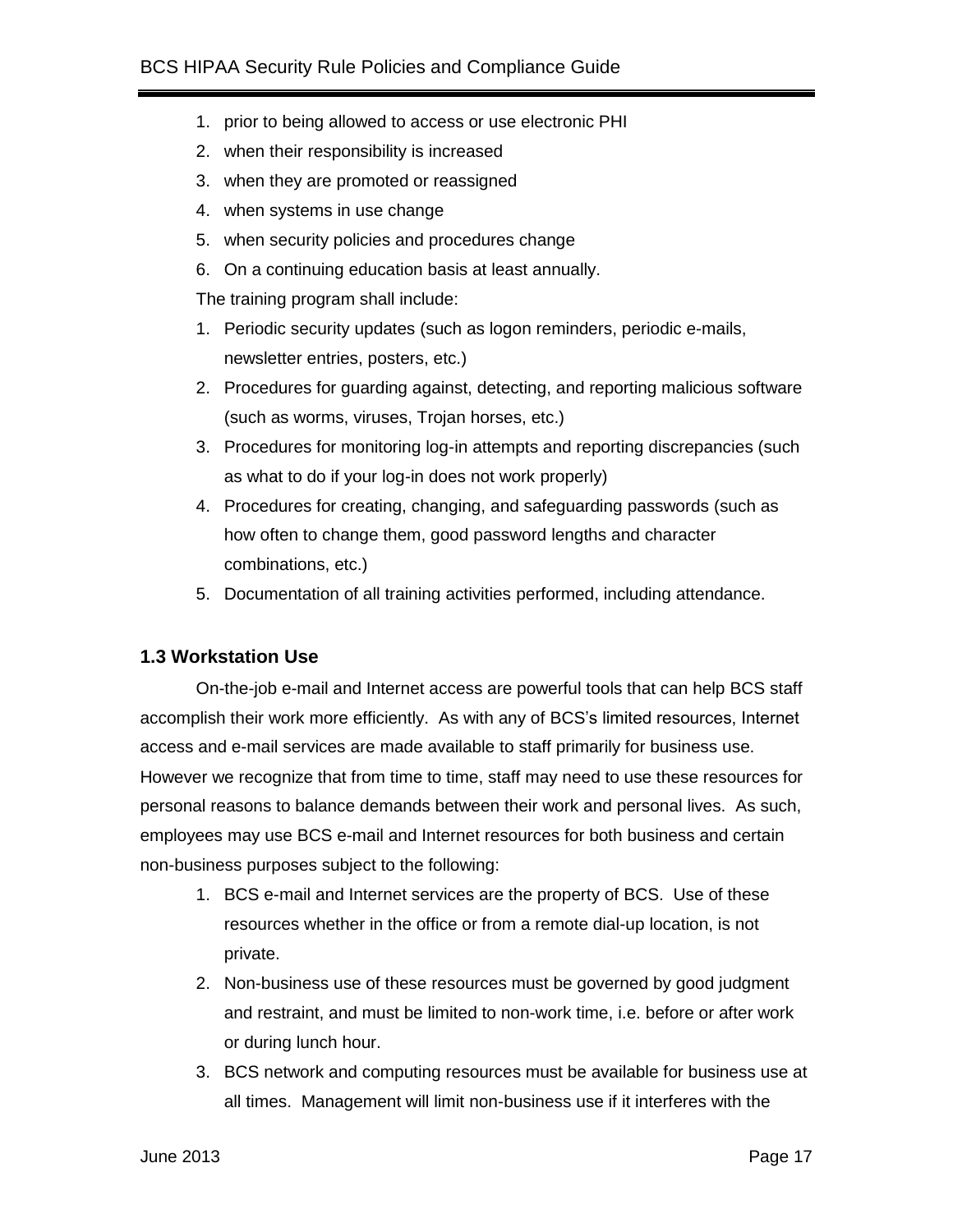1. prior to being allowed to access or use electronic PHI
2. when their responsibility is increased
3. when they are promoted or reassigned
4. when systems in use change
5. when security policies and procedures change
6. On a continuing education basis at least annually.

The training program shall include:

1. Periodic security updates (such as logon reminders, periodic e-mails, newsletter entries, posters, etc.)
2. Procedures for guarding against, detecting, and reporting malicious software (such as worms, viruses, Trojan horses, etc.)
3. Procedures for monitoring log-in attempts and reporting discrepancies (such as what to do if your log-in does not work properly)
4. Procedures for creating, changing, and safeguarding passwords (such as how often to change them, good password lengths and character combinations, etc.)
5. Documentation of all training activities performed, including attendance.

### 1.3 Workstation Use

On-the-job e-mail and Internet access are powerful tools that can help BCS staff accomplish their work more efficiently. As with any of BCS's limited resources, Internet access and e-mail services are made available to staff primarily for business use. However we recognize that from time to time, staff may need to use these resources for personal reasons to balance demands between their work and personal lives. As such, employees may use BCS e-mail and Internet resources for both business and certain non-business purposes subject to the following:

1. BCS e-mail and Internet services are the property of BCS. Use of these resources whether in the office or from a remote dial-up location, is not private.
2. Non-business use of these resources must be governed by good judgment and restraint, and must be limited to non-work time, i.e. before or after work or during lunch hour.
3. BCS network and computing resources must be available for business use at all times. Management will limit non-business use if it interferes with the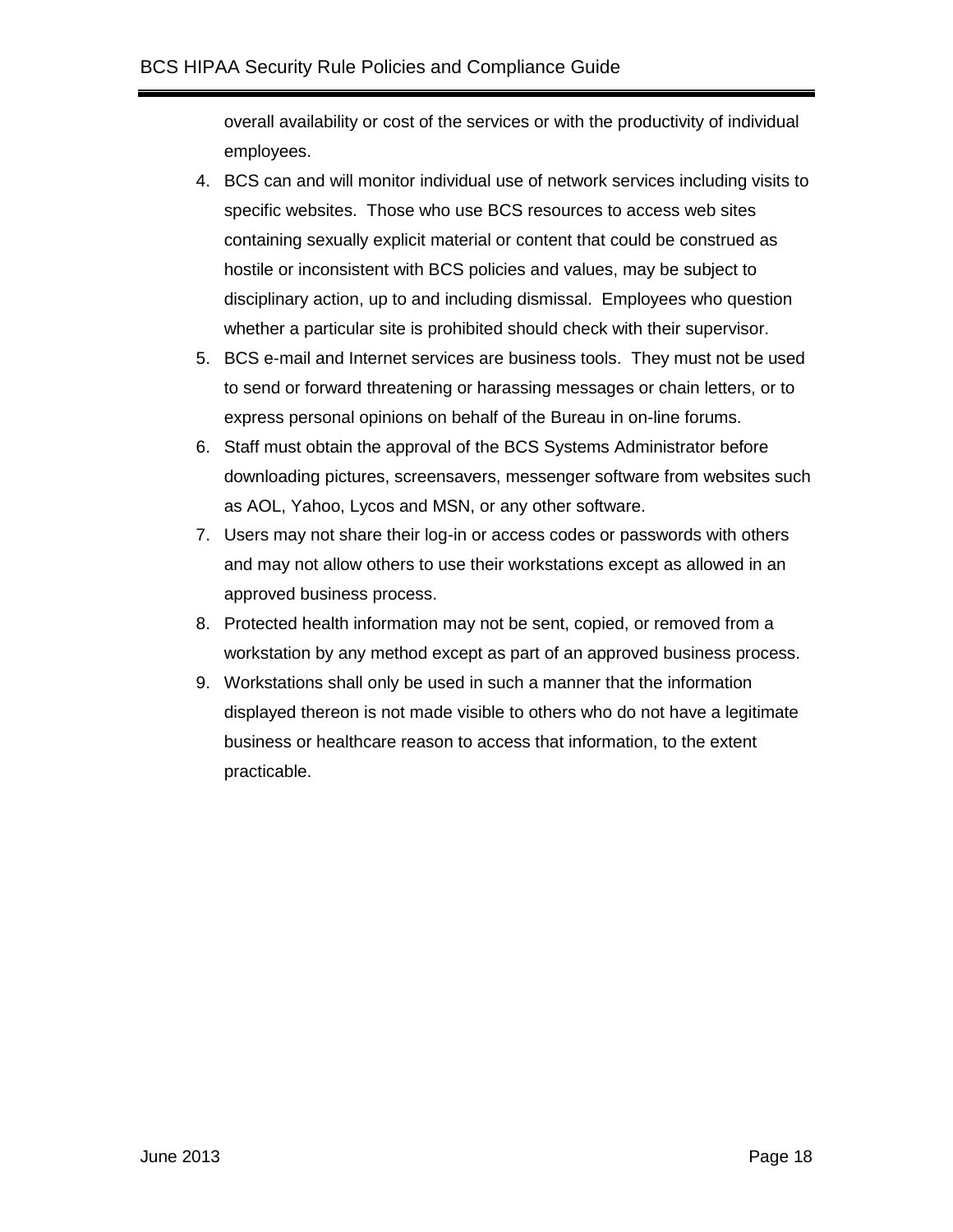overall availability or cost of the services or with the productivity of individual employees.

4. BCS can and will monitor individual use of network services including visits to specific websites. Those who use BCS resources to access web sites containing sexually explicit material or content that could be construed as hostile or inconsistent with BCS policies and values, may be subject to disciplinary action, up to and including dismissal. Employees who question whether a particular site is prohibited should check with their supervisor.
5. BCS e-mail and Internet services are business tools. They must not be used to send or forward threatening or harassing messages or chain letters, or to express personal opinions on behalf of the Bureau in on-line forums.
6. Staff must obtain the approval of the BCS Systems Administrator before downloading pictures, screensavers, messenger software from websites such as AOL, Yahoo, Lycos and MSN, or any other software.
7. Users may not share their log-in or access codes or passwords with others and may not allow others to use their workstations except as allowed in an approved business process.
8. Protected health information may not be sent, copied, or removed from a workstation by any method except as part of an approved business process.
9. Workstations shall only be used in such a manner that the information displayed thereon is not made visible to others who do not have a legitimate business or healthcare reason to access that information, to the extent practicable.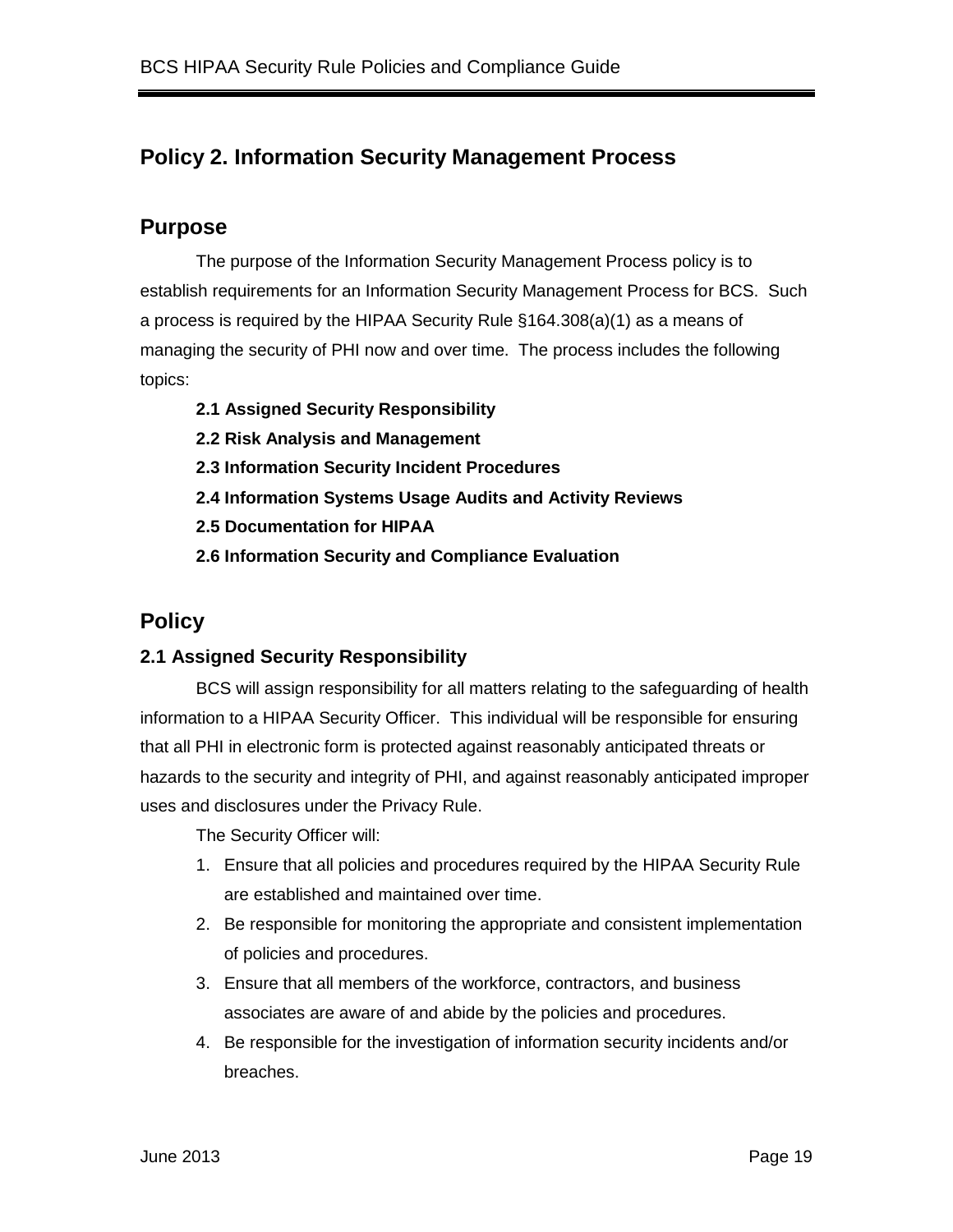# Policy 2. Information Security Management Process

## Purpose

The purpose of the Information Security Management Process policy is to establish requirements for an Information Security Management Process for BCS. Such a process is required by the HIPAA Security Rule §164.308(a)(1) as a means of managing the security of PHI now and over time. The process includes the following topics:

**2.1 Assigned Security Responsibility**

**2.2 Risk Analysis and Management**

**2.3 Information Security Incident Procedures**

**2.4 Information Systems Usage Audits and Activity Reviews**

**2.5 Documentation for HIPAA**

**2.6 Information Security and Compliance Evaluation**

## Policy

### 2.1 Assigned Security Responsibility

BCS will assign responsibility for all matters relating to the safeguarding of health information to a HIPAA Security Officer. This individual will be responsible for ensuring that all PHI in electronic form is protected against reasonably anticipated threats or hazards to the security and integrity of PHI, and against reasonably anticipated improper uses and disclosures under the Privacy Rule.

The Security Officer will:

1. Ensure that all policies and procedures required by the HIPAA Security Rule are established and maintained over time.
2. Be responsible for monitoring the appropriate and consistent implementation of policies and procedures.
3. Ensure that all members of the workforce, contractors, and business associates are aware of and abide by the policies and procedures.
4. Be responsible for the investigation of information security incidents and/or breaches.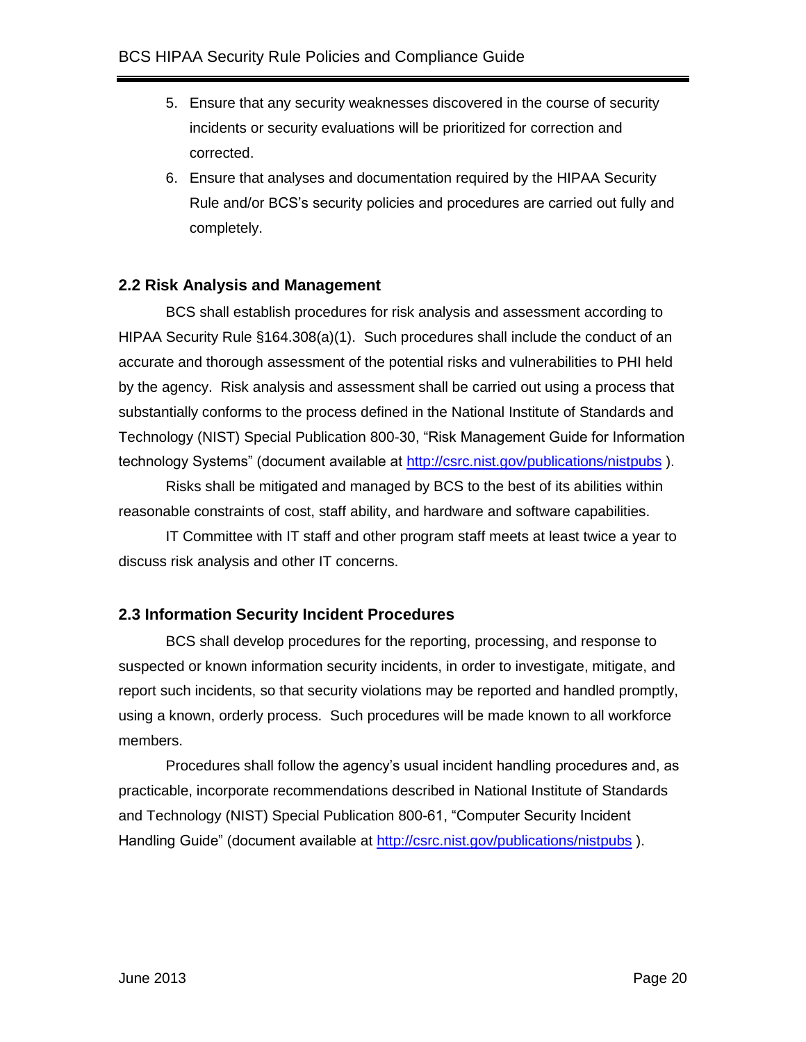5. Ensure that any security weaknesses discovered in the course of security incidents or security evaluations will be prioritized for correction and corrected.
6. Ensure that analyses and documentation required by the HIPAA Security Rule and/or BCS's security policies and procedures are carried out fully and completely.

### 2.2 Risk Analysis and Management

BCS shall establish procedures for risk analysis and assessment according to HIPAA Security Rule §164.308(a)(1). Such procedures shall include the conduct of an accurate and thorough assessment of the potential risks and vulnerabilities to PHI held by the agency. Risk analysis and assessment shall be carried out using a process that substantially conforms to the process defined in the National Institute of Standards and Technology (NIST) Special Publication 800-30, "Risk Management Guide for Information technology Systems" (document available at [http://csrc.nist.gov/publications/nistpubs](http://csrc.nist.gov/publications/nistpubs) ).

Risks shall be mitigated and managed by BCS to the best of its abilities within reasonable constraints of cost, staff ability, and hardware and software capabilities.

IT Committee with IT staff and other program staff meets at least twice a year to discuss risk analysis and other IT concerns.

### 2.3 Information Security Incident Procedures

BCS shall develop procedures for the reporting, processing, and response to suspected or known information security incidents, in order to investigate, mitigate, and report such incidents, so that security violations may be reported and handled promptly, using a known, orderly process. Such procedures will be made known to all workforce members.

Procedures shall follow the agency's usual incident handling procedures and, as practicable, incorporate recommendations described in National Institute of Standards and Technology (NIST) Special Publication 800-61, "Computer Security Incident Handling Guide" (document available at [http://csrc.nist.gov/publications/nistpubs](http://csrc.nist.gov/publications/nistpubs) ).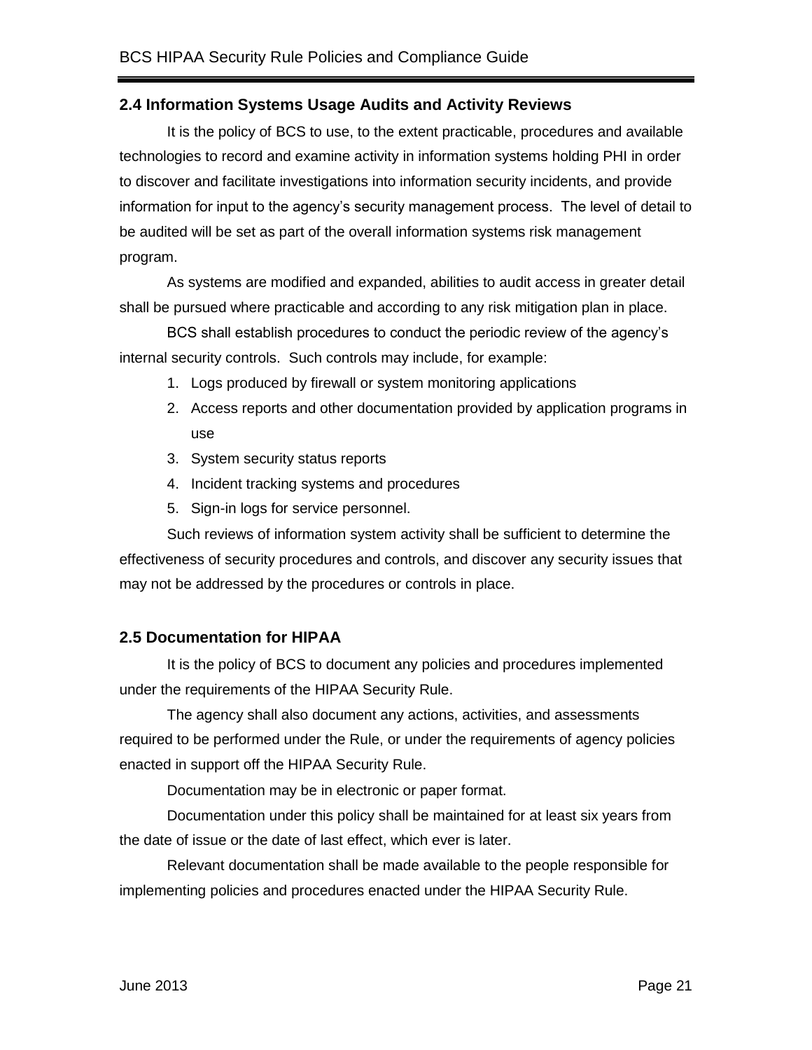## 2.4 Information Systems Usage Audits and Activity Reviews

It is the policy of BCS to use, to the extent practicable, procedures and available technologies to record and examine activity in information systems holding PHI in order to discover and facilitate investigations into information security incidents, and provide information for input to the agency's security management process. The level of detail to be audited will be set as part of the overall information systems risk management program.

As systems are modified and expanded, abilities to audit access in greater detail shall be pursued where practicable and according to any risk mitigation plan in place.

BCS shall establish procedures to conduct the periodic review of the agency's internal security controls. Such controls may include, for example:

1. Logs produced by firewall or system monitoring applications
2. Access reports and other documentation provided by application programs in use
3. System security status reports
4. Incident tracking systems and procedures
5. Sign-in logs for service personnel.

Such reviews of information system activity shall be sufficient to determine the effectiveness of security procedures and controls, and discover any security issues that may not be addressed by the procedures or controls in place.

## 2.5 Documentation for HIPAA

It is the policy of BCS to document any policies and procedures implemented under the requirements of the HIPAA Security Rule.

The agency shall also document any actions, activities, and assessments required to be performed under the Rule, or under the requirements of agency policies enacted in support off the HIPAA Security Rule.

Documentation may be in electronic or paper format.

Documentation under this policy shall be maintained for at least six years from the date of issue or the date of last effect, which ever is later.

Relevant documentation shall be made available to the people responsible for implementing policies and procedures enacted under the HIPAA Security Rule.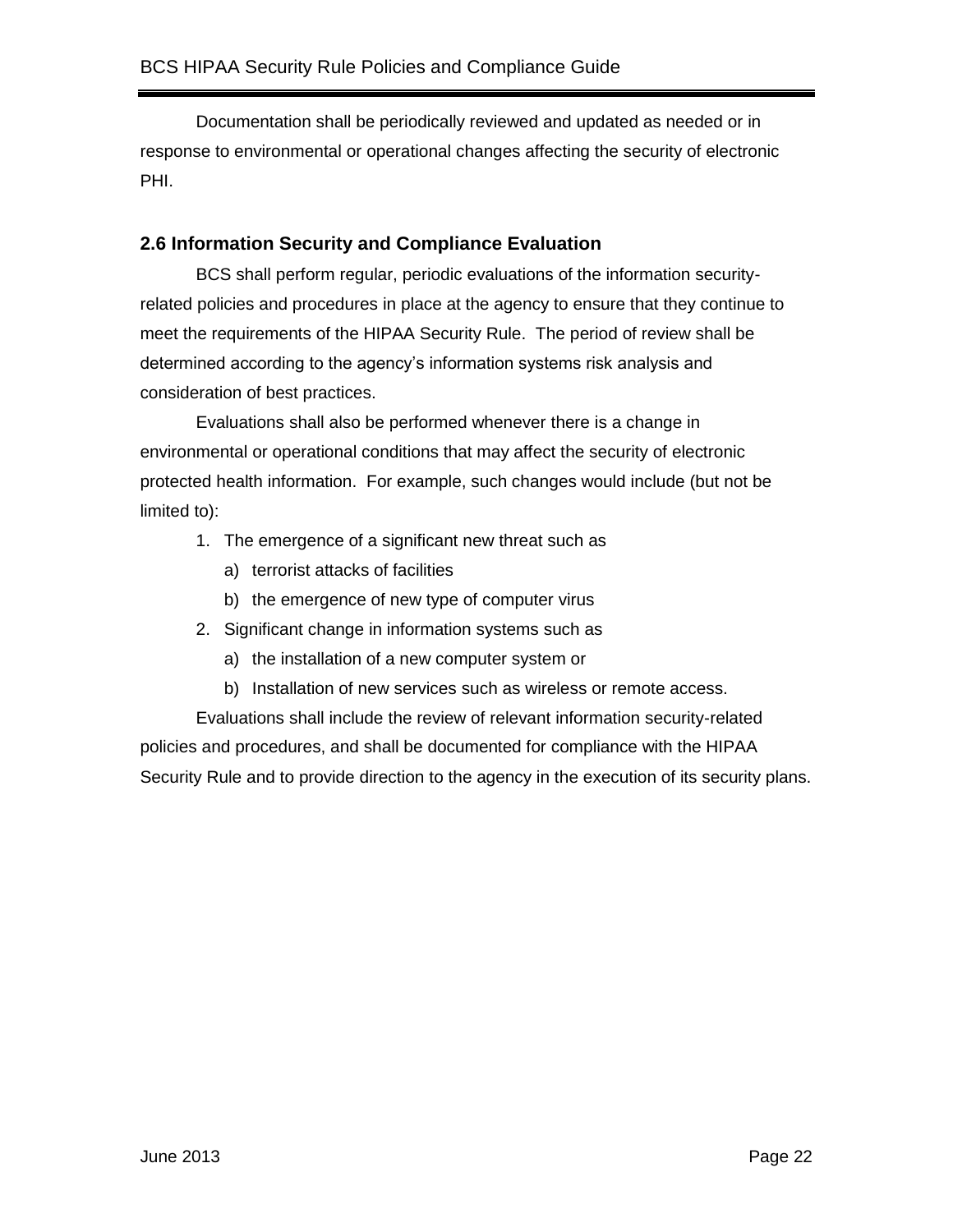Documentation shall be periodically reviewed and updated as needed or in response to environmental or operational changes affecting the security of electronic PHI.

### 2.6 Information Security and Compliance Evaluation

BCS shall perform regular, periodic evaluations of the information security-related policies and procedures in place at the agency to ensure that they continue to meet the requirements of the HIPAA Security Rule. The period of review shall be determined according to the agency's information systems risk analysis and consideration of best practices.

Evaluations shall also be performed whenever there is a change in environmental or operational conditions that may affect the security of electronic protected health information. For example, such changes would include (but not be limited to):

1. The emergence of a significant new threat such as
   a) terrorist attacks of facilities
   b) the emergence of new type of computer virus
2. Significant change in information systems such as
   a) the installation of a new computer system or
   b) Installation of new services such as wireless or remote access.

Evaluations shall include the review of relevant information security-related policies and procedures, and shall be documented for compliance with the HIPAA Security Rule and to provide direction to the agency in the execution of its security plans.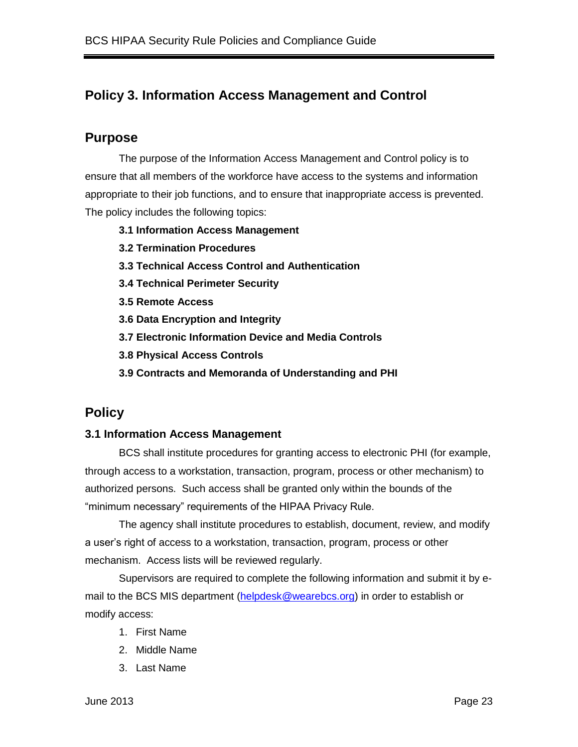## Policy 3. Information Access Management and Control

### Purpose

The purpose of the Information Access Management and Control policy is to ensure that all members of the workforce have access to the systems and information appropriate to their job functions, and to ensure that inappropriate access is prevented. The policy includes the following topics:

**3.1 Information Access Management**

**3.2 Termination Procedures**

**3.3 Technical Access Control and Authentication**

**3.4 Technical Perimeter Security**

**3.5 Remote Access**

**3.6 Data Encryption and Integrity**

**3.7 Electronic Information Device and Media Controls**

**3.8 Physical Access Controls**

**3.9 Contracts and Memoranda of Understanding and PHI**

### Policy

#### 3.1 Information Access Management

BCS shall institute procedures for granting access to electronic PHI (for example, through access to a workstation, transaction, program, process or other mechanism) to authorized persons. Such access shall be granted only within the bounds of the "minimum necessary" requirements of the HIPAA Privacy Rule.

The agency shall institute procedures to establish, document, review, and modify a user's right of access to a workstation, transaction, program, process or other mechanism. Access lists will be reviewed regularly.

Supervisors are required to complete the following information and submit it by e-mail to the BCS MIS department (helpdesk@wearebcs.org) in order to establish or modify access:

1. First Name
2. Middle Name
3. Last Name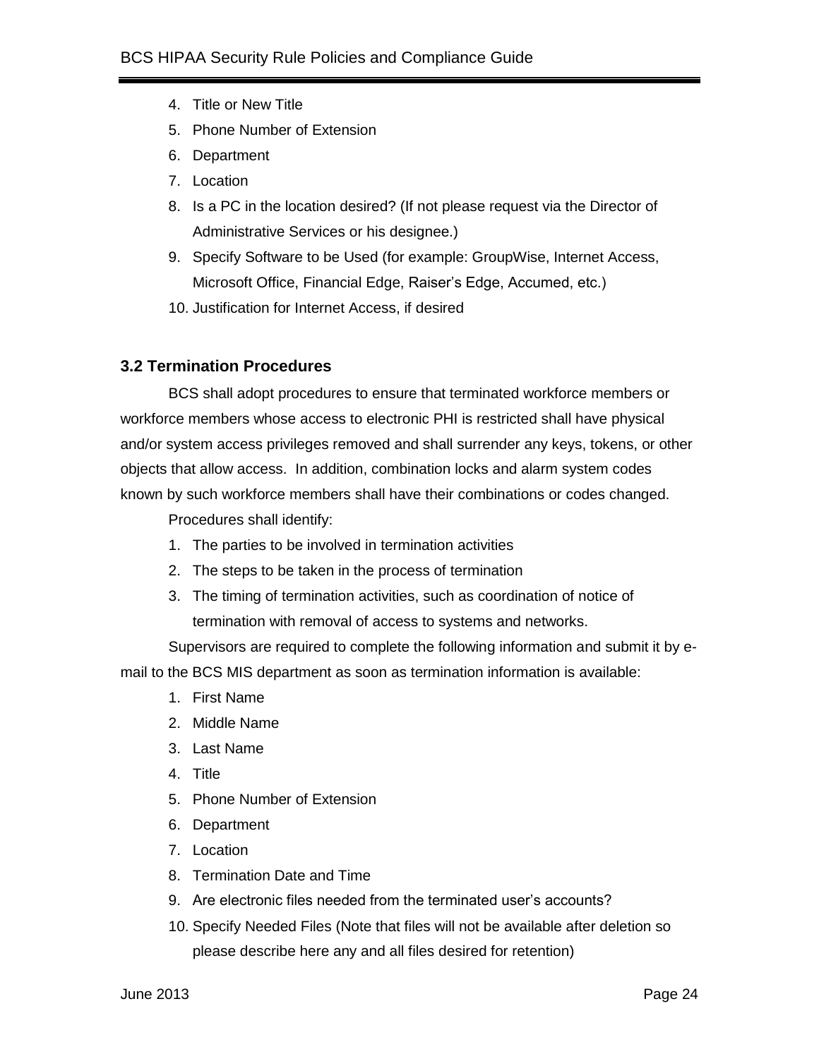4. Title or New Title
5. Phone Number of Extension
6. Department
7. Location
8. Is a PC in the location desired? (If not please request via the Director of Administrative Services or his designee.)
9. Specify Software to be Used (for example: GroupWise, Internet Access, Microsoft Office, Financial Edge, Raiser's Edge, Accumed, etc.)
10. Justification for Internet Access, if desired

### 3.2 Termination Procedures

BCS shall adopt procedures to ensure that terminated workforce members or workforce members whose access to electronic PHI is restricted shall have physical and/or system access privileges removed and shall surrender any keys, tokens, or other objects that allow access. In addition, combination locks and alarm system codes known by such workforce members shall have their combinations or codes changed.

Procedures shall identify:

1. The parties to be involved in termination activities
2. The steps to be taken in the process of termination
3. The timing of termination activities, such as coordination of notice of termination with removal of access to systems and networks.

Supervisors are required to complete the following information and submit it by e-mail to the BCS MIS department as soon as termination information is available:

1. First Name
2. Middle Name
3. Last Name
4. Title
5. Phone Number of Extension
6. Department
7. Location
8. Termination Date and Time
9. Are electronic files needed from the terminated user's accounts?
10. Specify Needed Files (Note that files will not be available after deletion so please describe here any and all files desired for retention)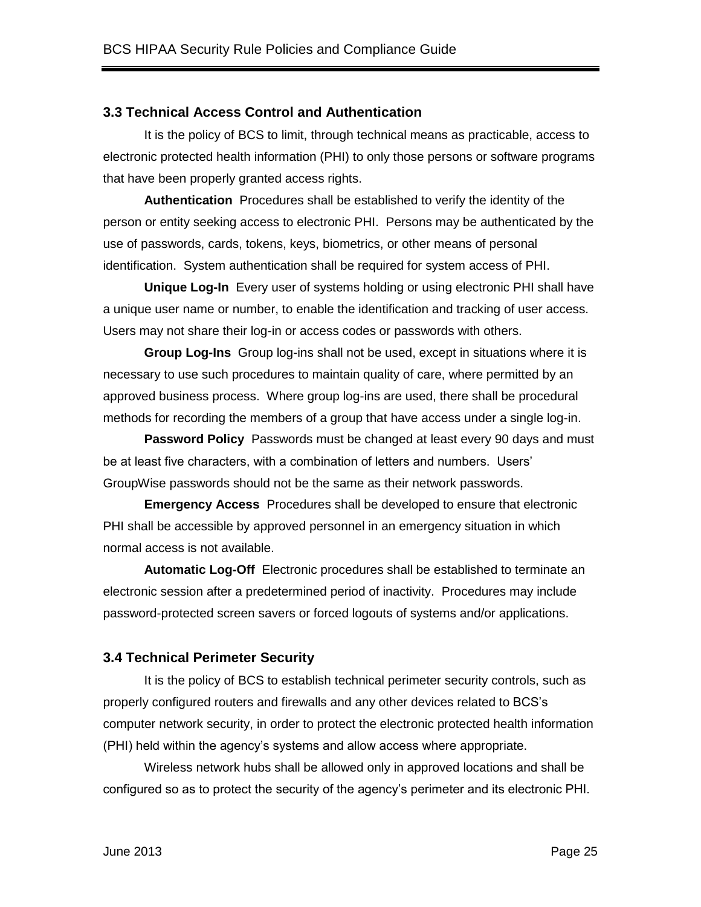### 3.3 Technical Access Control and Authentication

It is the policy of BCS to limit, through technical means as practicable, access to electronic protected health information (PHI) to only those persons or software programs that have been properly granted access rights.

**Authentication** Procedures shall be established to verify the identity of the person or entity seeking access to electronic PHI. Persons may be authenticated by the use of passwords, cards, tokens, keys, biometrics, or other means of personal identification. System authentication shall be required for system access of PHI.

**Unique Log-In** Every user of systems holding or using electronic PHI shall have a unique user name or number, to enable the identification and tracking of user access. Users may not share their log-in or access codes or passwords with others.

**Group Log-Ins** Group log-ins shall not be used, except in situations where it is necessary to use such procedures to maintain quality of care, where permitted by an approved business process. Where group log-ins are used, there shall be procedural methods for recording the members of a group that have access under a single log-in.

**Password Policy** Passwords must be changed at least every 90 days and must be at least five characters, with a combination of letters and numbers. Users' GroupWise passwords should not be the same as their network passwords.

**Emergency Access** Procedures shall be developed to ensure that electronic PHI shall be accessible by approved personnel in an emergency situation in which normal access is not available.

**Automatic Log-Off** Electronic procedures shall be established to terminate an electronic session after a predetermined period of inactivity. Procedures may include password-protected screen savers or forced logouts of systems and/or applications.

### 3.4 Technical Perimeter Security

It is the policy of BCS to establish technical perimeter security controls, such as properly configured routers and firewalls and any other devices related to BCS's computer network security, in order to protect the electronic protected health information (PHI) held within the agency's systems and allow access where appropriate.

Wireless network hubs shall be allowed only in approved locations and shall be configured so as to protect the security of the agency's perimeter and its electronic PHI.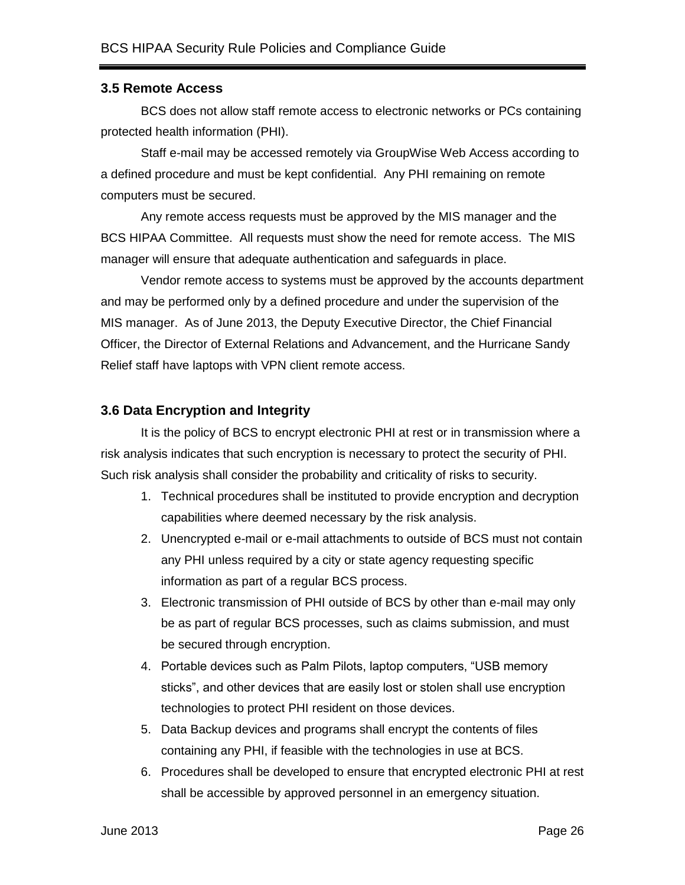### 3.5 Remote Access

BCS does not allow staff remote access to electronic networks or PCs containing protected health information (PHI).

Staff e-mail may be accessed remotely via GroupWise Web Access according to a defined procedure and must be kept confidential. Any PHI remaining on remote computers must be secured.

Any remote access requests must be approved by the MIS manager and the BCS HIPAA Committee. All requests must show the need for remote access. The MIS manager will ensure that adequate authentication and safeguards in place.

Vendor remote access to systems must be approved by the accounts department and may be performed only by a defined procedure and under the supervision of the MIS manager. As of June 2013, the Deputy Executive Director, the Chief Financial Officer, the Director of External Relations and Advancement, and the Hurricane Sandy Relief staff have laptops with VPN client remote access.

### 3.6 Data Encryption and Integrity

It is the policy of BCS to encrypt electronic PHI at rest or in transmission where a risk analysis indicates that such encryption is necessary to protect the security of PHI. Such risk analysis shall consider the probability and criticality of risks to security.

1. Technical procedures shall be instituted to provide encryption and decryption capabilities where deemed necessary by the risk analysis.
2. Unencrypted e-mail or e-mail attachments to outside of BCS must not contain any PHI unless required by a city or state agency requesting specific information as part of a regular BCS process.
3. Electronic transmission of PHI outside of BCS by other than e-mail may only be as part of regular BCS processes, such as claims submission, and must be secured through encryption.
4. Portable devices such as Palm Pilots, laptop computers, "USB memory sticks", and other devices that are easily lost or stolen shall use encryption technologies to protect PHI resident on those devices.
5. Data Backup devices and programs shall encrypt the contents of files containing any PHI, if feasible with the technologies in use at BCS.
6. Procedures shall be developed to ensure that encrypted electronic PHI at rest shall be accessible by approved personnel in an emergency situation.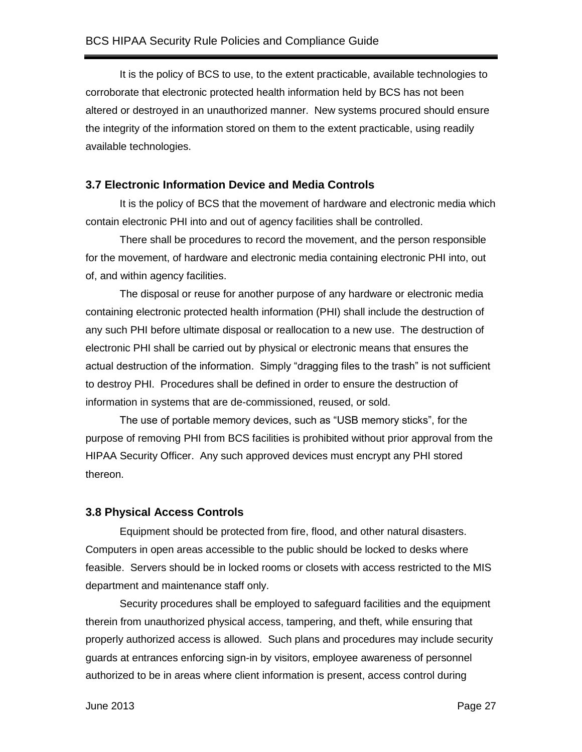It is the policy of BCS to use, to the extent practicable, available technologies to corroborate that electronic protected health information held by BCS has not been altered or destroyed in an unauthorized manner. New systems procured should ensure the integrity of the information stored on them to the extent practicable, using readily available technologies.

### 3.7 Electronic Information Device and Media Controls

It is the policy of BCS that the movement of hardware and electronic media which contain electronic PHI into and out of agency facilities shall be controlled.

There shall be procedures to record the movement, and the person responsible for the movement, of hardware and electronic media containing electronic PHI into, out of, and within agency facilities.

The disposal or reuse for another purpose of any hardware or electronic media containing electronic protected health information (PHI) shall include the destruction of any such PHI before ultimate disposal or reallocation to a new use. The destruction of electronic PHI shall be carried out by physical or electronic means that ensures the actual destruction of the information. Simply "dragging files to the trash" is not sufficient to destroy PHI. Procedures shall be defined in order to ensure the destruction of information in systems that are de-commissioned, reused, or sold.

The use of portable memory devices, such as "USB memory sticks", for the purpose of removing PHI from BCS facilities is prohibited without prior approval from the HIPAA Security Officer. Any such approved devices must encrypt any PHI stored thereon.

### 3.8 Physical Access Controls

Equipment should be protected from fire, flood, and other natural disasters. Computers in open areas accessible to the public should be locked to desks where feasible. Servers should be in locked rooms or closets with access restricted to the MIS department and maintenance staff only.

Security procedures shall be employed to safeguard facilities and the equipment therein from unauthorized physical access, tampering, and theft, while ensuring that properly authorized access is allowed. Such plans and procedures may include security guards at entrances enforcing sign-in by visitors, employee awareness of personnel authorized to be in areas where client information is present, access control during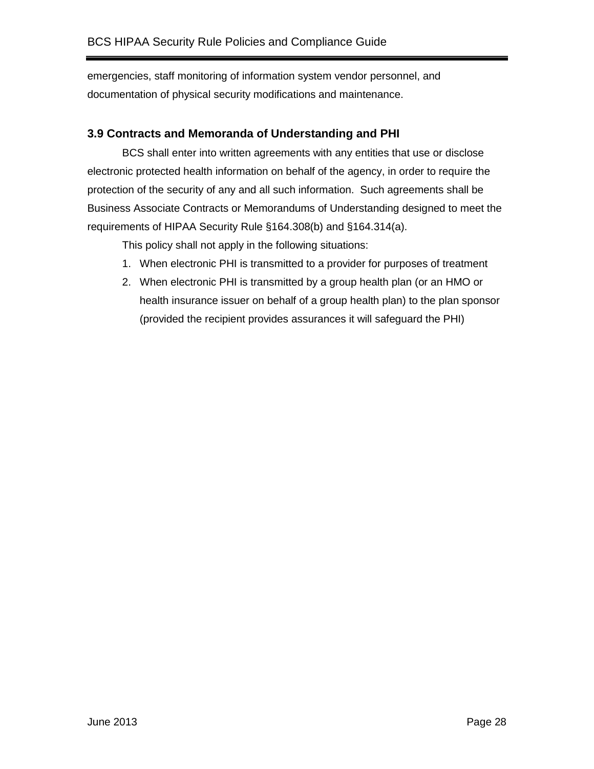emergencies, staff monitoring of information system vendor personnel, and documentation of physical security modifications and maintenance.

### 3.9 Contracts and Memoranda of Understanding and PHI

BCS shall enter into written agreements with any entities that use or disclose electronic protected health information on behalf of the agency, in order to require the protection of the security of any and all such information. Such agreements shall be Business Associate Contracts or Memorandums of Understanding designed to meet the requirements of HIPAA Security Rule §164.308(b) and §164.314(a).

This policy shall not apply in the following situations:

1. When electronic PHI is transmitted to a provider for purposes of treatment
2. When electronic PHI is transmitted by a group health plan (or an HMO or health insurance issuer on behalf of a group health plan) to the plan sponsor (provided the recipient provides assurances it will safeguard the PHI)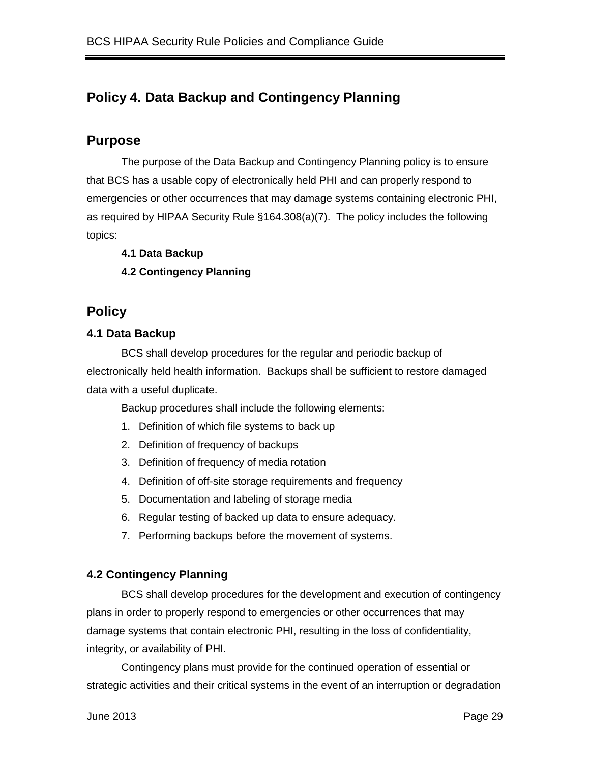## Policy 4. Data Backup and Contingency Planning

### Purpose

The purpose of the Data Backup and Contingency Planning policy is to ensure that BCS has a usable copy of electronically held PHI and can properly respond to emergencies or other occurrences that may damage systems containing electronic PHI, as required by HIPAA Security Rule §164.308(a)(7). The policy includes the following topics:

**4.1 Data Backup**

**4.2 Contingency Planning**

### Policy

#### 4.1 Data Backup

BCS shall develop procedures for the regular and periodic backup of electronically held health information. Backups shall be sufficient to restore damaged data with a useful duplicate.

Backup procedures shall include the following elements:

1. Definition of which file systems to back up
2. Definition of frequency of backups
3. Definition of frequency of media rotation
4. Definition of off-site storage requirements and frequency
5. Documentation and labeling of storage media
6. Regular testing of backed up data to ensure adequacy.
7. Performing backups before the movement of systems.

#### 4.2 Contingency Planning

BCS shall develop procedures for the development and execution of contingency plans in order to properly respond to emergencies or other occurrences that may damage systems that contain electronic PHI, resulting in the loss of confidentiality, integrity, or availability of PHI.

Contingency plans must provide for the continued operation of essential or strategic activities and their critical systems in the event of an interruption or degradation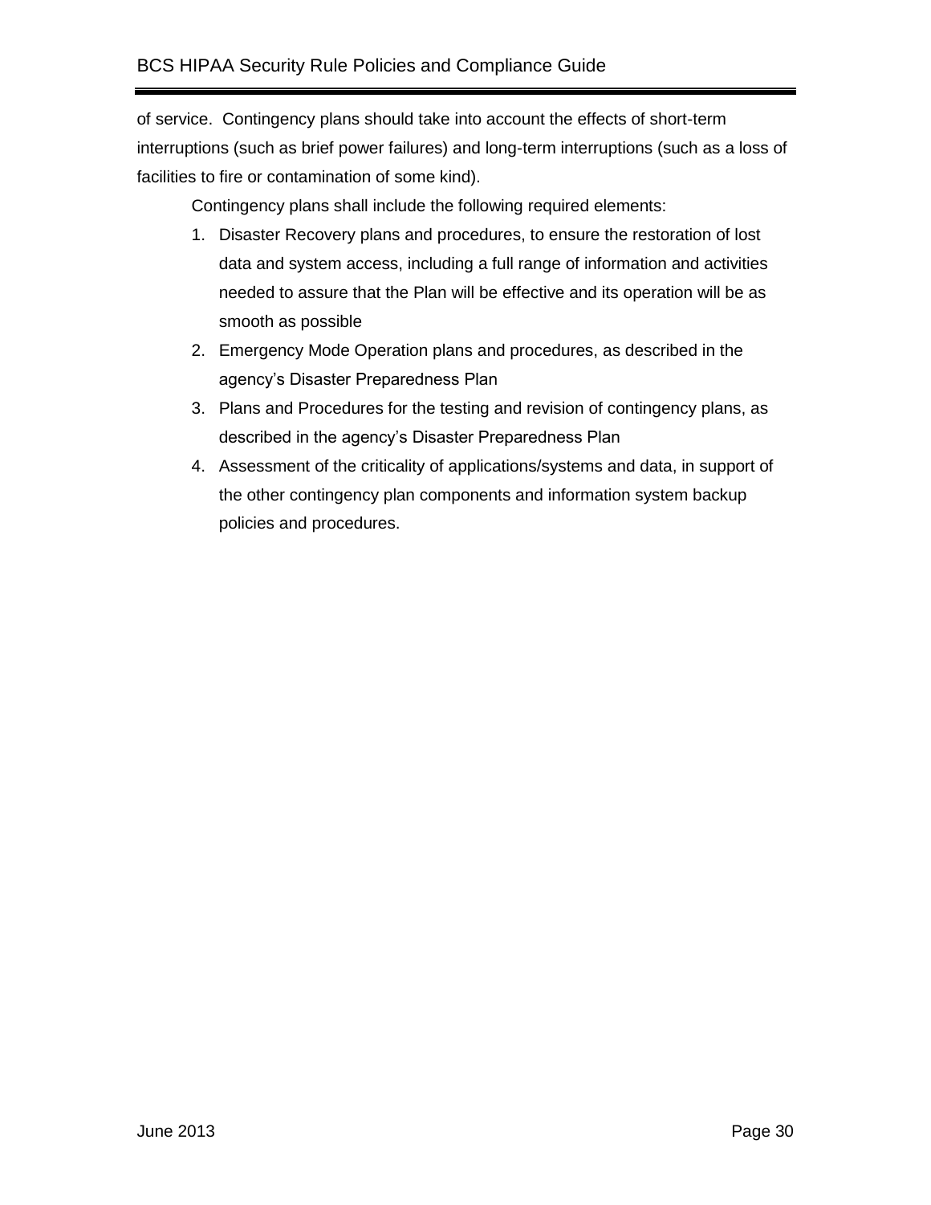of service. Contingency plans should take into account the effects of short-term interruptions (such as brief power failures) and long-term interruptions (such as a loss of facilities to fire or contamination of some kind).

Contingency plans shall include the following required elements:

1. Disaster Recovery plans and procedures, to ensure the restoration of lost data and system access, including a full range of information and activities needed to assure that the Plan will be effective and its operation will be as smooth as possible
2. Emergency Mode Operation plans and procedures, as described in the agency's Disaster Preparedness Plan
3. Plans and Procedures for the testing and revision of contingency plans, as described in the agency's Disaster Preparedness Plan
4. Assessment of the criticality of applications/systems and data, in support of the other contingency plan components and information system backup policies and procedures.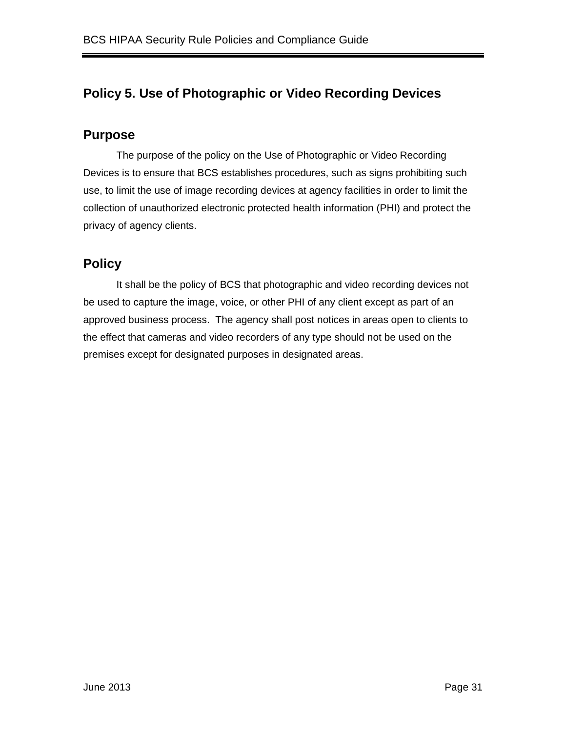## Policy 5. Use of Photographic or Video Recording Devices

### Purpose

The purpose of the policy on the Use of Photographic or Video Recording Devices is to ensure that BCS establishes procedures, such as signs prohibiting such use, to limit the use of image recording devices at agency facilities in order to limit the collection of unauthorized electronic protected health information (PHI) and protect the privacy of agency clients.

### Policy

It shall be the policy of BCS that photographic and video recording devices not be used to capture the image, voice, or other PHI of any client except as part of an approved business process. The agency shall post notices in areas open to clients to the effect that cameras and video recorders of any type should not be used on the premises except for designated purposes in designated areas.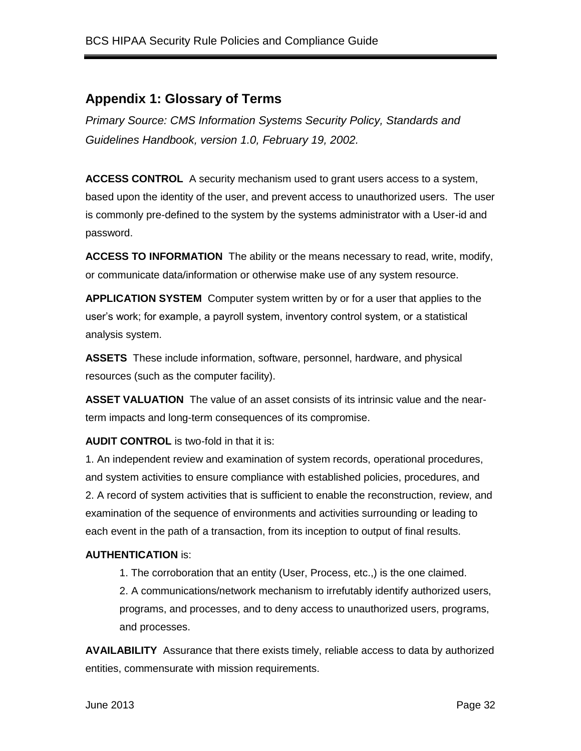## Appendix 1: Glossary of Terms

*Primary Source: CMS Information Systems Security Policy, Standards and Guidelines Handbook, version 1.0, February 19, 2002.*

**ACCESS CONTROL** A security mechanism used to grant users access to a system, based upon the identity of the user, and prevent access to unauthorized users. The user is commonly pre-defined to the system by the systems administrator with a User-id and password.

**ACCESS TO INFORMATION** The ability or the means necessary to read, write, modify, or communicate data/information or otherwise make use of any system resource.

**APPLICATION SYSTEM** Computer system written by or for a user that applies to the user's work; for example, a payroll system, inventory control system, or a statistical analysis system.

**ASSETS** These include information, software, personnel, hardware, and physical resources (such as the computer facility).

**ASSET VALUATION** The value of an asset consists of its intrinsic value and the near-term impacts and long-term consequences of its compromise.

**AUDIT CONTROL** is two-fold in that it is:

1. An independent review and examination of system records, operational procedures, and system activities to ensure compliance with established policies, procedures, and
2. A record of system activities that is sufficient to enable the reconstruction, review, and examination of the sequence of environments and activities surrounding or leading to each event in the path of a transaction, from its inception to output of final results.

**AUTHENTICATION** is:

1. The corroboration that an entity (User, Process, etc.,) is the one claimed.
2. A communications/network mechanism to irrefutably identify authorized users, programs, and processes, and to deny access to unauthorized users, programs, and processes.

**AVAILABILITY** Assurance that there exists timely, reliable access to data by authorized entities, commensurate with mission requirements.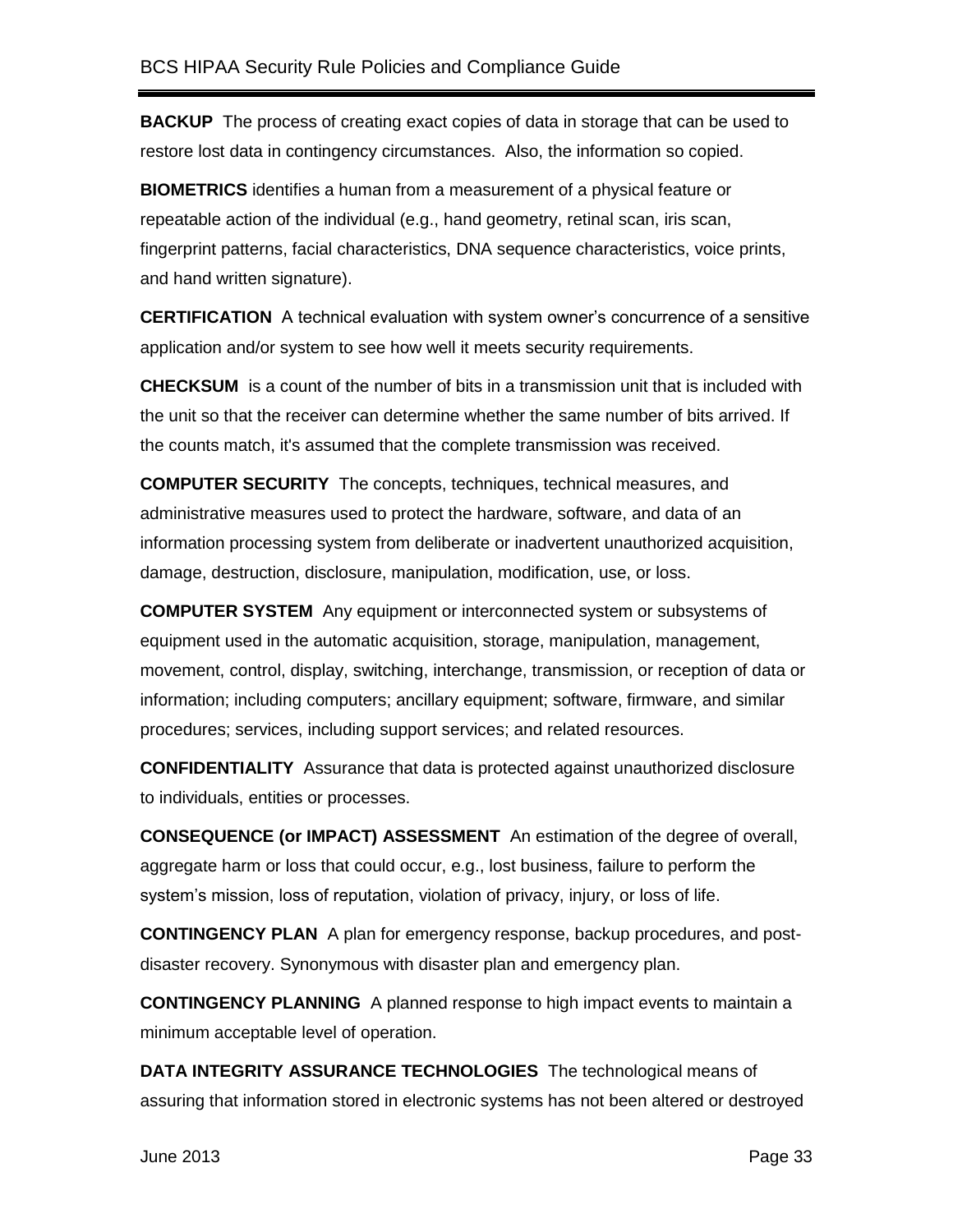**BACKUP** The process of creating exact copies of data in storage that can be used to restore lost data in contingency circumstances. Also, the information so copied.

**BIOMETRICS** identifies a human from a measurement of a physical feature or repeatable action of the individual (e.g., hand geometry, retinal scan, iris scan, fingerprint patterns, facial characteristics, DNA sequence characteristics, voice prints, and hand written signature).

**CERTIFICATION** A technical evaluation with system owner's concurrence of a sensitive application and/or system to see how well it meets security requirements.

**CHECKSUM** is a count of the number of bits in a transmission unit that is included with the unit so that the receiver can determine whether the same number of bits arrived. If the counts match, it's assumed that the complete transmission was received.

**COMPUTER SECURITY** The concepts, techniques, technical measures, and administrative measures used to protect the hardware, software, and data of an information processing system from deliberate or inadvertent unauthorized acquisition, damage, destruction, disclosure, manipulation, modification, use, or loss.

**COMPUTER SYSTEM** Any equipment or interconnected system or subsystems of equipment used in the automatic acquisition, storage, manipulation, management, movement, control, display, switching, interchange, transmission, or reception of data or information; including computers; ancillary equipment; software, firmware, and similar procedures; services, including support services; and related resources.

**CONFIDENTIALITY** Assurance that data is protected against unauthorized disclosure to individuals, entities or processes.

**CONSEQUENCE (or IMPACT) ASSESSMENT** An estimation of the degree of overall, aggregate harm or loss that could occur, e.g., lost business, failure to perform the system's mission, loss of reputation, violation of privacy, injury, or loss of life.

**CONTINGENCY PLAN** A plan for emergency response, backup procedures, and post-disaster recovery. Synonymous with disaster plan and emergency plan.

**CONTINGENCY PLANNING** A planned response to high impact events to maintain a minimum acceptable level of operation.

**DATA INTEGRITY ASSURANCE TECHNOLOGIES** The technological means of assuring that information stored in electronic systems has not been altered or destroyed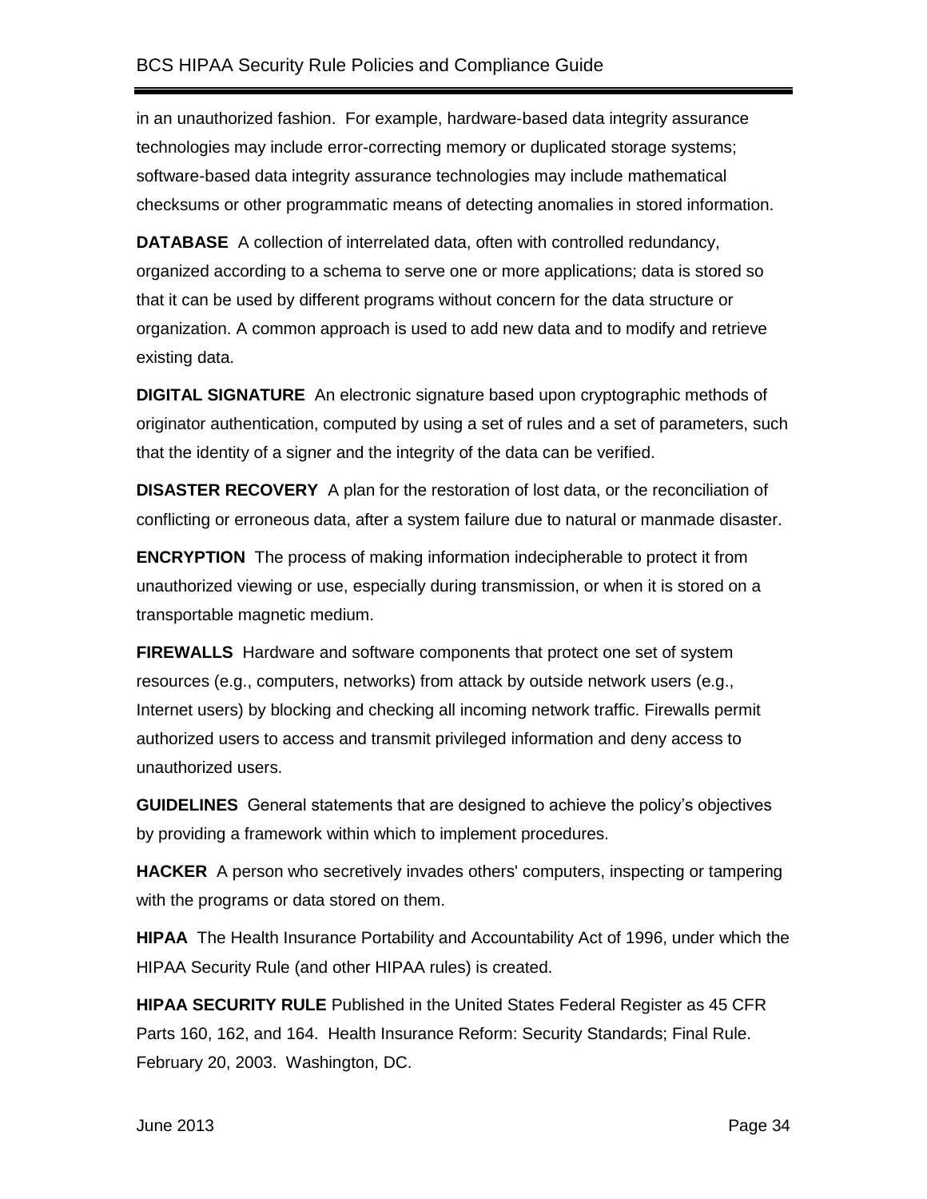in an unauthorized fashion. For example, hardware-based data integrity assurance technologies may include error-correcting memory or duplicated storage systems; software-based data integrity assurance technologies may include mathematical checksums or other programmatic means of detecting anomalies in stored information.

**DATABASE** A collection of interrelated data, often with controlled redundancy, organized according to a schema to serve one or more applications; data is stored so that it can be used by different programs without concern for the data structure or organization. A common approach is used to add new data and to modify and retrieve existing data.

**DIGITAL SIGNATURE** An electronic signature based upon cryptographic methods of originator authentication, computed by using a set of rules and a set of parameters, such that the identity of a signer and the integrity of the data can be verified.

**DISASTER RECOVERY** A plan for the restoration of lost data, or the reconciliation of conflicting or erroneous data, after a system failure due to natural or manmade disaster.

**ENCRYPTION** The process of making information indecipherable to protect it from unauthorized viewing or use, especially during transmission, or when it is stored on a transportable magnetic medium.

**FIREWALLS** Hardware and software components that protect one set of system resources (e.g., computers, networks) from attack by outside network users (e.g., Internet users) by blocking and checking all incoming network traffic. Firewalls permit authorized users to access and transmit privileged information and deny access to unauthorized users.

**GUIDELINES** General statements that are designed to achieve the policy's objectives by providing a framework within which to implement procedures.

**HACKER** A person who secretively invades others' computers, inspecting or tampering with the programs or data stored on them.

**HIPAA** The Health Insurance Portability and Accountability Act of 1996, under which the HIPAA Security Rule (and other HIPAA rules) is created.

**HIPAA SECURITY RULE** Published in the United States Federal Register as 45 CFR Parts 160, 162, and 164. Health Insurance Reform: Security Standards; Final Rule. February 20, 2003. Washington, DC.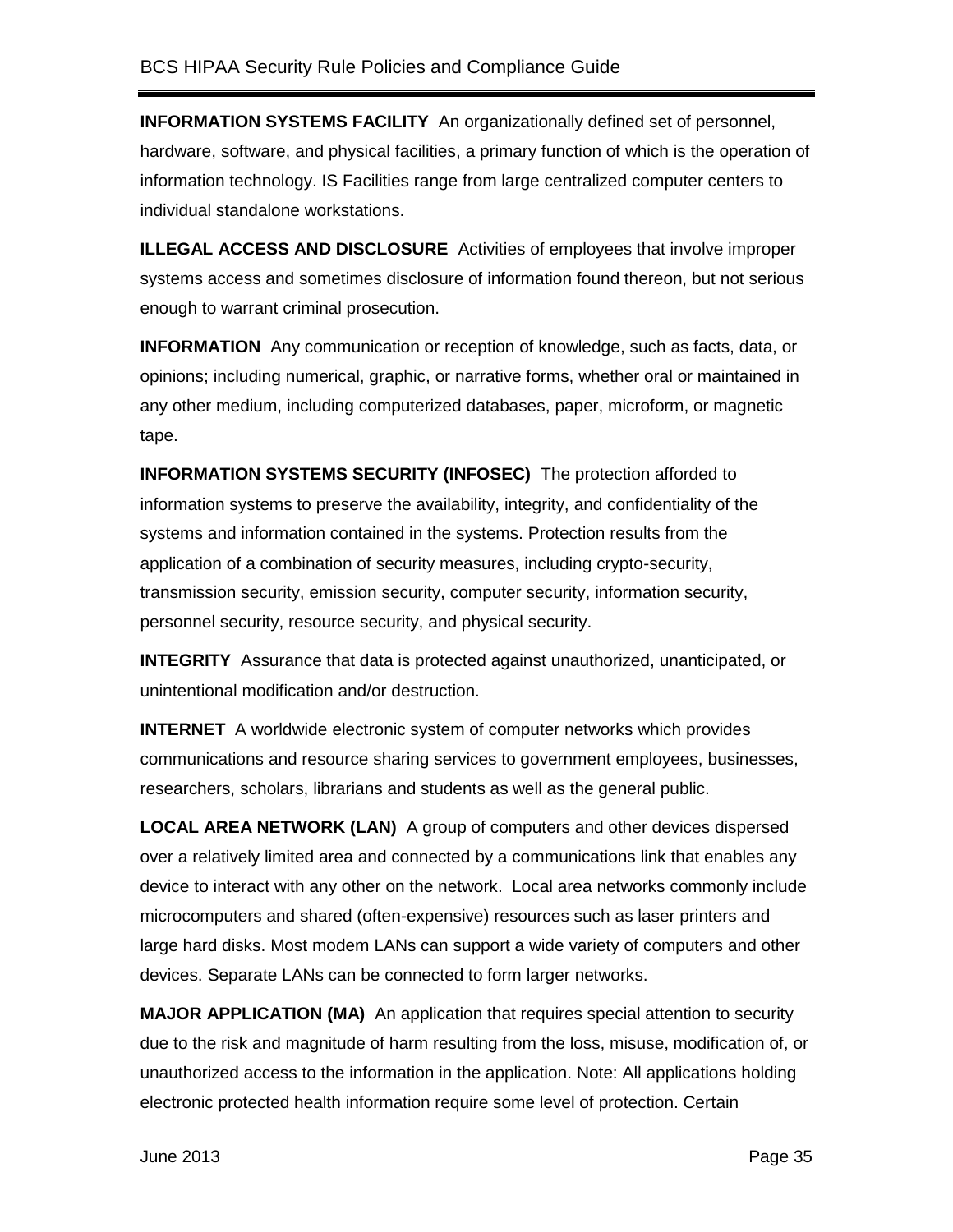**INFORMATION SYSTEMS FACILITY** An organizationally defined set of personnel, hardware, software, and physical facilities, a primary function of which is the operation of information technology. IS Facilities range from large centralized computer centers to individual standalone workstations.

**ILLEGAL ACCESS AND DISCLOSURE** Activities of employees that involve improper systems access and sometimes disclosure of information found thereon, but not serious enough to warrant criminal prosecution.

**INFORMATION** Any communication or reception of knowledge, such as facts, data, or opinions; including numerical, graphic, or narrative forms, whether oral or maintained in any other medium, including computerized databases, paper, microform, or magnetic tape.

**INFORMATION SYSTEMS SECURITY (INFOSEC)** The protection afforded to information systems to preserve the availability, integrity, and confidentiality of the systems and information contained in the systems. Protection results from the application of a combination of security measures, including crypto-security, transmission security, emission security, computer security, information security, personnel security, resource security, and physical security.

**INTEGRITY** Assurance that data is protected against unauthorized, unanticipated, or unintentional modification and/or destruction.

**INTERNET** A worldwide electronic system of computer networks which provides communications and resource sharing services to government employees, businesses, researchers, scholars, librarians and students as well as the general public.

**LOCAL AREA NETWORK (LAN)** A group of computers and other devices dispersed over a relatively limited area and connected by a communications link that enables any device to interact with any other on the network. Local area networks commonly include microcomputers and shared (often-expensive) resources such as laser printers and large hard disks. Most modem LANs can support a wide variety of computers and other devices. Separate LANs can be connected to form larger networks.

**MAJOR APPLICATION (MA)** An application that requires special attention to security due to the risk and magnitude of harm resulting from the loss, misuse, modification of, or unauthorized access to the information in the application. Note: All applications holding electronic protected health information require some level of protection. Certain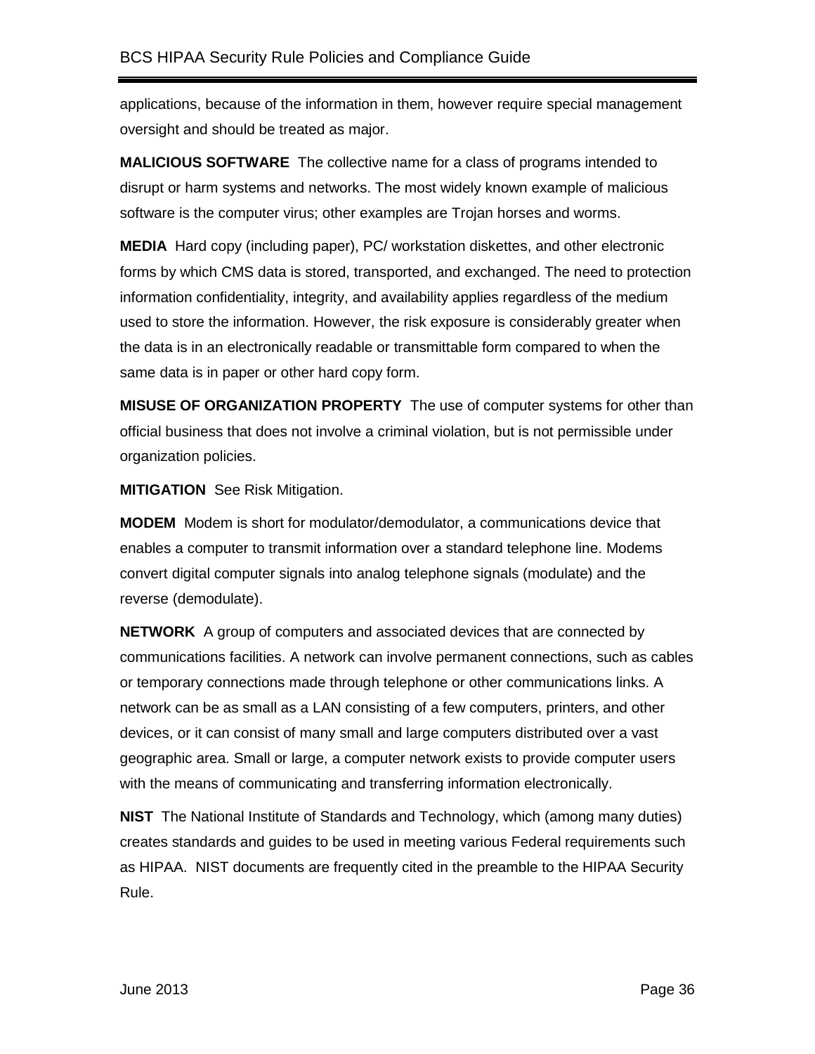applications, because of the information in them, however require special management oversight and should be treated as major.

**MALICIOUS SOFTWARE** The collective name for a class of programs intended to disrupt or harm systems and networks. The most widely known example of malicious software is the computer virus; other examples are Trojan horses and worms.

**MEDIA** Hard copy (including paper), PC/ workstation diskettes, and other electronic forms by which CMS data is stored, transported, and exchanged. The need to protection information confidentiality, integrity, and availability applies regardless of the medium used to store the information. However, the risk exposure is considerably greater when the data is in an electronically readable or transmittable form compared to when the same data is in paper or other hard copy form.

**MISUSE OF ORGANIZATION PROPERTY** The use of computer systems for other than official business that does not involve a criminal violation, but is not permissible under organization policies.

**MITIGATION** See Risk Mitigation.

**MODEM** Modem is short for modulator/demodulator, a communications device that enables a computer to transmit information over a standard telephone line. Modems convert digital computer signals into analog telephone signals (modulate) and the reverse (demodulate).

**NETWORK** A group of computers and associated devices that are connected by communications facilities. A network can involve permanent connections, such as cables or temporary connections made through telephone or other communications links. A network can be as small as a LAN consisting of a few computers, printers, and other devices, or it can consist of many small and large computers distributed over a vast geographic area. Small or large, a computer network exists to provide computer users with the means of communicating and transferring information electronically.

**NIST** The National Institute of Standards and Technology, which (among many duties) creates standards and guides to be used in meeting various Federal requirements such as HIPAA. NIST documents are frequently cited in the preamble to the HIPAA Security Rule.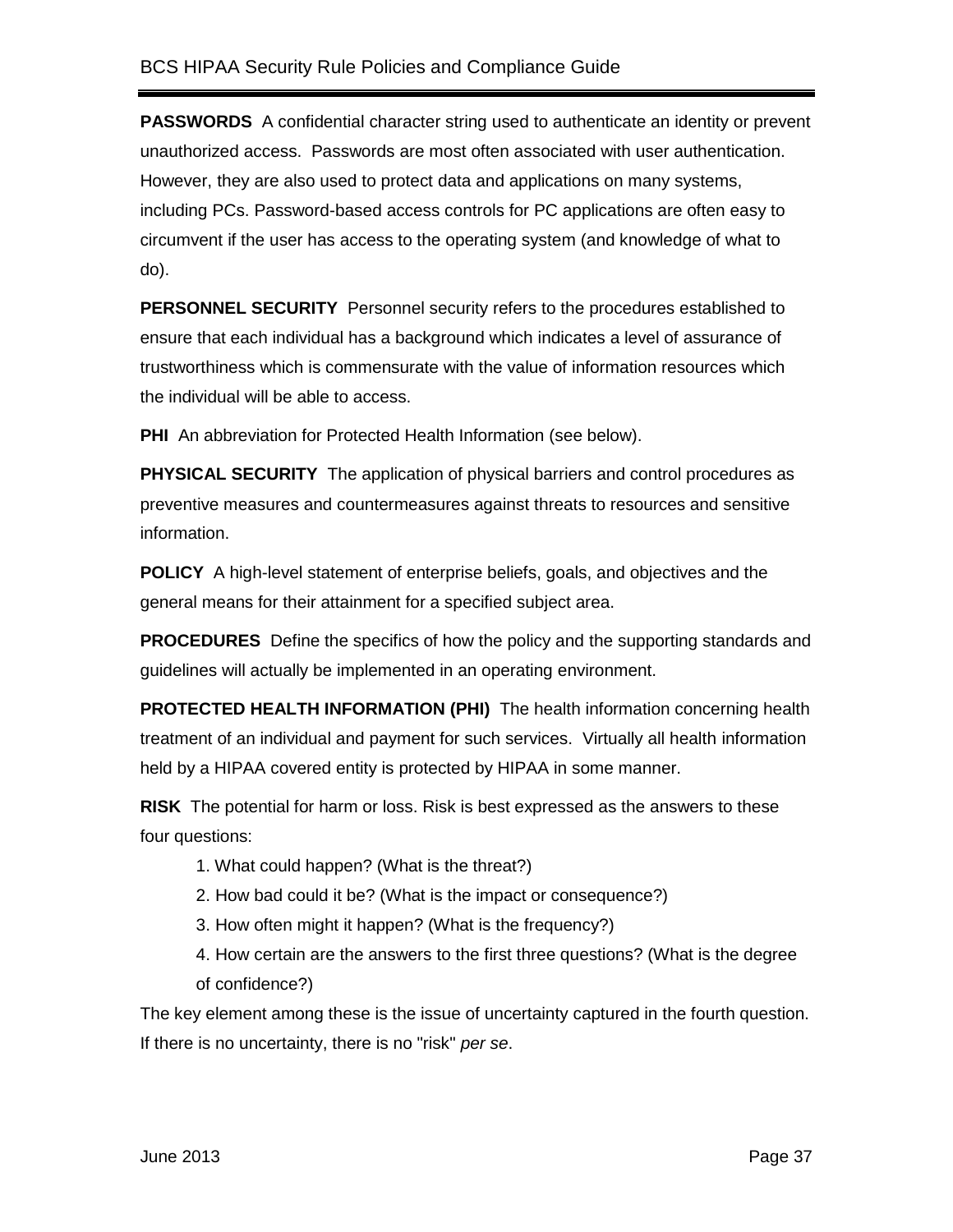**PASSWORDS** A confidential character string used to authenticate an identity or prevent unauthorized access. Passwords are most often associated with user authentication. However, they are also used to protect data and applications on many systems, including PCs. Password-based access controls for PC applications are often easy to circumvent if the user has access to the operating system (and knowledge of what to do).

**PERSONNEL SECURITY** Personnel security refers to the procedures established to ensure that each individual has a background which indicates a level of assurance of trustworthiness which is commensurate with the value of information resources which the individual will be able to access.

**PHI** An abbreviation for Protected Health Information (see below).

**PHYSICAL SECURITY** The application of physical barriers and control procedures as preventive measures and countermeasures against threats to resources and sensitive information.

**POLICY** A high-level statement of enterprise beliefs, goals, and objectives and the general means for their attainment for a specified subject area.

**PROCEDURES** Define the specifics of how the policy and the supporting standards and guidelines will actually be implemented in an operating environment.

**PROTECTED HEALTH INFORMATION (PHI)** The health information concerning health treatment of an individual and payment for such services. Virtually all health information held by a HIPAA covered entity is protected by HIPAA in some manner.

**RISK** The potential for harm or loss. Risk is best expressed as the answers to these four questions:

1. What could happen? (What is the threat?)
2. How bad could it be? (What is the impact or consequence?)
3. How often might it happen? (What is the frequency?)
4. How certain are the answers to the first three questions? (What is the degree of confidence?)

The key element among these is the issue of uncertainty captured in the fourth question. If there is no uncertainty, there is no "risk" *per se*.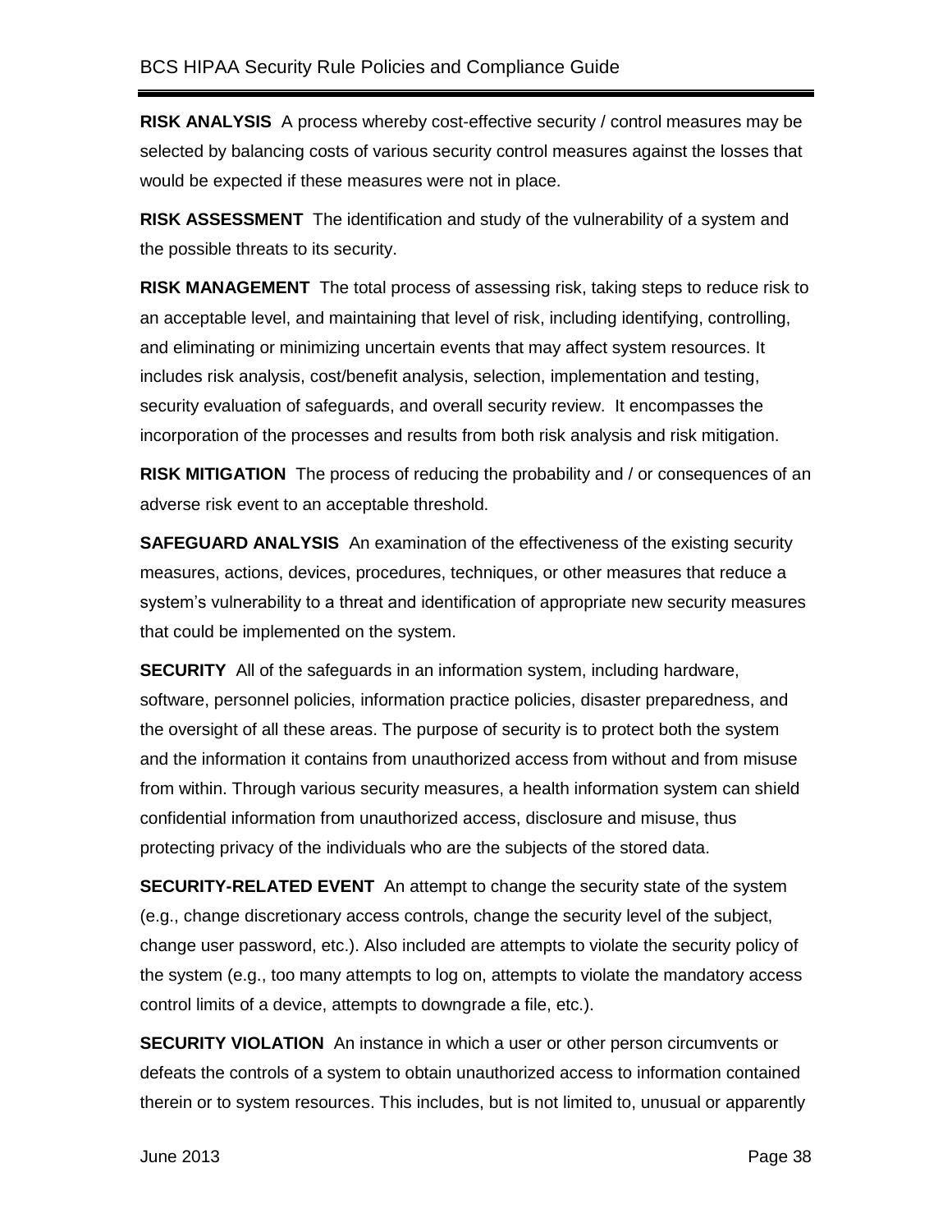**RISK ANALYSIS** A process whereby cost-effective security / control measures may be selected by balancing costs of various security control measures against the losses that would be expected if these measures were not in place.

**RISK ASSESSMENT** The identification and study of the vulnerability of a system and the possible threats to its security.

**RISK MANAGEMENT** The total process of assessing risk, taking steps to reduce risk to an acceptable level, and maintaining that level of risk, including identifying, controlling, and eliminating or minimizing uncertain events that may affect system resources. It includes risk analysis, cost/benefit analysis, selection, implementation and testing, security evaluation of safeguards, and overall security review. It encompasses the incorporation of the processes and results from both risk analysis and risk mitigation.

**RISK MITIGATION** The process of reducing the probability and / or consequences of an adverse risk event to an acceptable threshold.

**SAFEGUARD ANALYSIS** An examination of the effectiveness of the existing security measures, actions, devices, procedures, techniques, or other measures that reduce a system's vulnerability to a threat and identification of appropriate new security measures that could be implemented on the system.

**SECURITY** All of the safeguards in an information system, including hardware, software, personnel policies, information practice policies, disaster preparedness, and the oversight of all these areas. The purpose of security is to protect both the system and the information it contains from unauthorized access from without and from misuse from within. Through various security measures, a health information system can shield confidential information from unauthorized access, disclosure and misuse, thus protecting privacy of the individuals who are the subjects of the stored data.

**SECURITY-RELATED EVENT** An attempt to change the security state of the system (e.g., change discretionary access controls, change the security level of the subject, change user password, etc.). Also included are attempts to violate the security policy of the system (e.g., too many attempts to log on, attempts to violate the mandatory access control limits of a device, attempts to downgrade a file, etc.).

**SECURITY VIOLATION** An instance in which a user or other person circumvents or defeats the controls of a system to obtain unauthorized access to information contained therein or to system resources. This includes, but is not limited to, unusual or apparently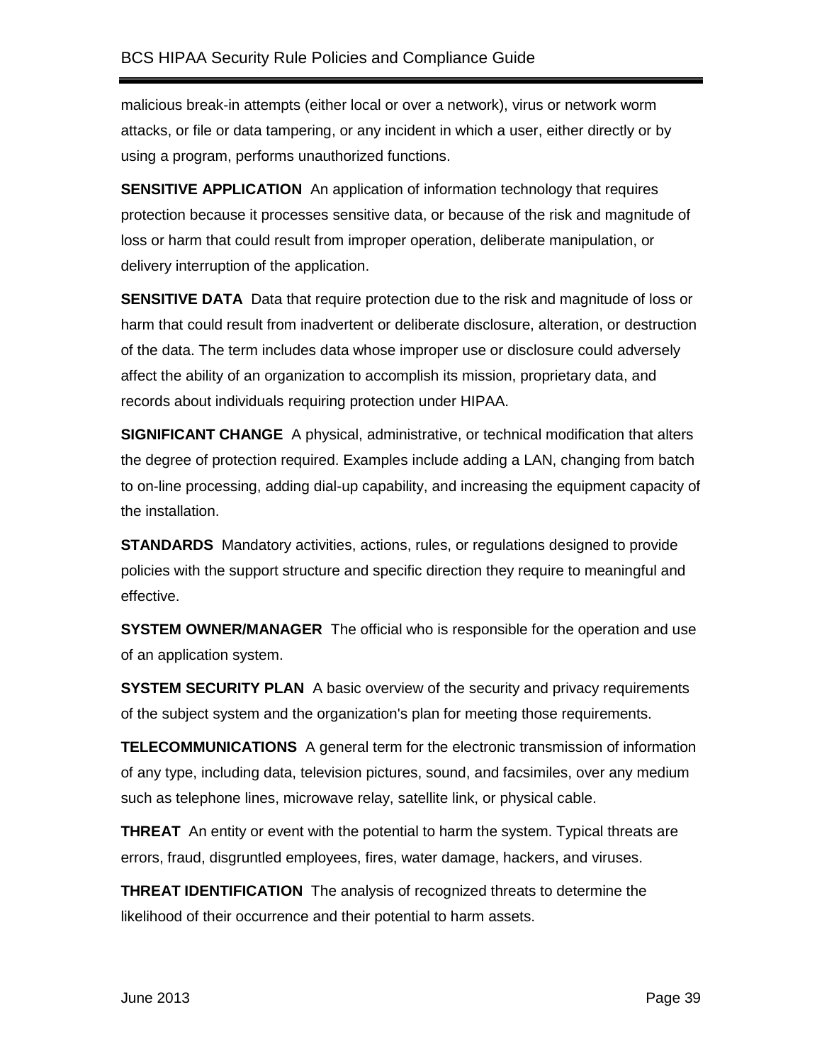malicious break-in attempts (either local or over a network), virus or network worm attacks, or file or data tampering, or any incident in which a user, either directly or by using a program, performs unauthorized functions.

**SENSITIVE APPLICATION** An application of information technology that requires protection because it processes sensitive data, or because of the risk and magnitude of loss or harm that could result from improper operation, deliberate manipulation, or delivery interruption of the application.

**SENSITIVE DATA** Data that require protection due to the risk and magnitude of loss or harm that could result from inadvertent or deliberate disclosure, alteration, or destruction of the data. The term includes data whose improper use or disclosure could adversely affect the ability of an organization to accomplish its mission, proprietary data, and records about individuals requiring protection under HIPAA.

**SIGNIFICANT CHANGE** A physical, administrative, or technical modification that alters the degree of protection required. Examples include adding a LAN, changing from batch to on-line processing, adding dial-up capability, and increasing the equipment capacity of the installation.

**STANDARDS** Mandatory activities, actions, rules, or regulations designed to provide policies with the support structure and specific direction they require to meaningful and effective.

**SYSTEM OWNER/MANAGER** The official who is responsible for the operation and use of an application system.

**SYSTEM SECURITY PLAN** A basic overview of the security and privacy requirements of the subject system and the organization's plan for meeting those requirements.

**TELECOMMUNICATIONS** A general term for the electronic transmission of information of any type, including data, television pictures, sound, and facsimiles, over any medium such as telephone lines, microwave relay, satellite link, or physical cable.

**THREAT** An entity or event with the potential to harm the system. Typical threats are errors, fraud, disgruntled employees, fires, water damage, hackers, and viruses.

**THREAT IDENTIFICATION** The analysis of recognized threats to determine the likelihood of their occurrence and their potential to harm assets.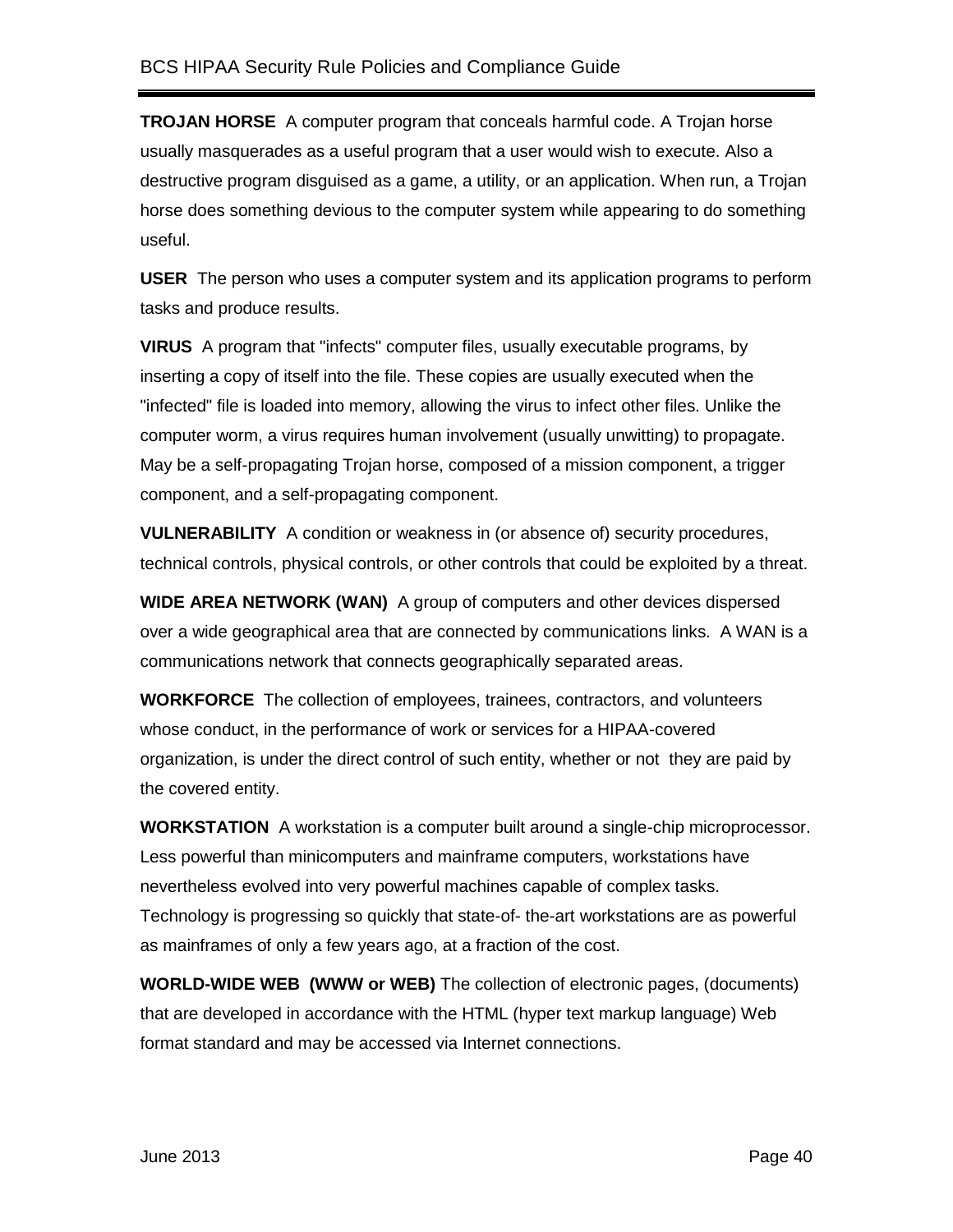**TROJAN HORSE** A computer program that conceals harmful code. A Trojan horse usually masquerades as a useful program that a user would wish to execute. Also a destructive program disguised as a game, a utility, or an application. When run, a Trojan horse does something devious to the computer system while appearing to do something useful.

**USER** The person who uses a computer system and its application programs to perform tasks and produce results.

**VIRUS** A program that "infects" computer files, usually executable programs, by inserting a copy of itself into the file. These copies are usually executed when the "infected" file is loaded into memory, allowing the virus to infect other files. Unlike the computer worm, a virus requires human involvement (usually unwitting) to propagate. May be a self-propagating Trojan horse, composed of a mission component, a trigger component, and a self-propagating component.

**VULNERABILITY** A condition or weakness in (or absence of) security procedures, technical controls, physical controls, or other controls that could be exploited by a threat.

**WIDE AREA NETWORK (WAN)** A group of computers and other devices dispersed over a wide geographical area that are connected by communications links. A WAN is a communications network that connects geographically separated areas.

**WORKFORCE** The collection of employees, trainees, contractors, and volunteers whose conduct, in the performance of work or services for a HIPAA-covered organization, is under the direct control of such entity, whether or not they are paid by the covered entity.

**WORKSTATION** A workstation is a computer built around a single-chip microprocessor. Less powerful than minicomputers and mainframe computers, workstations have nevertheless evolved into very powerful machines capable of complex tasks. Technology is progressing so quickly that state-of- the-art workstations are as powerful as mainframes of only a few years ago, at a fraction of the cost.

**WORLD-WIDE WEB (WWW or WEB)** The collection of electronic pages, (documents) that are developed in accordance with the HTML (hyper text markup language) Web format standard and may be accessed via Internet connections.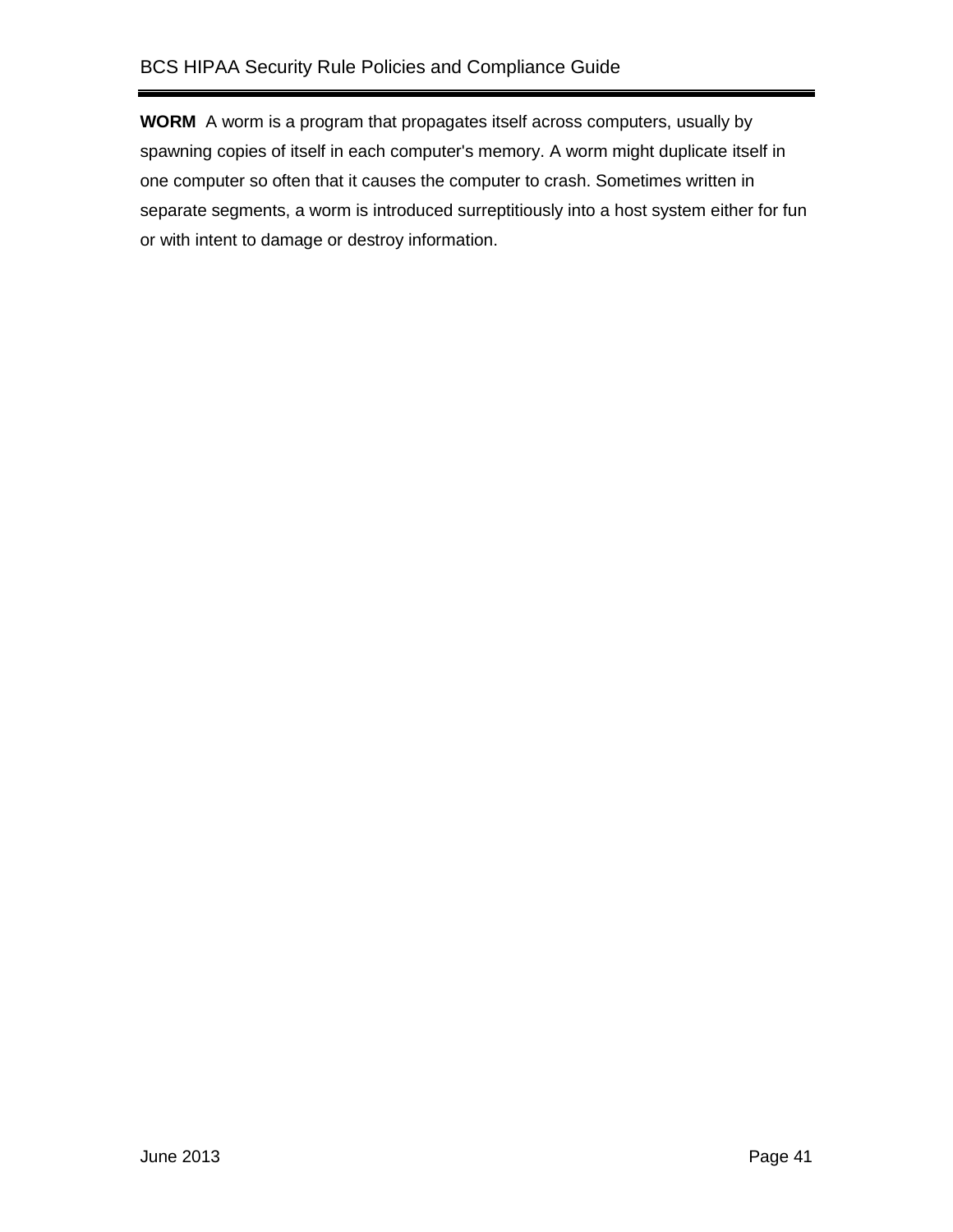**WORM** A worm is a program that propagates itself across computers, usually by spawning copies of itself in each computer's memory. A worm might duplicate itself in one computer so often that it causes the computer to crash. Sometimes written in separate segments, a worm is introduced surreptitiously into a host system either for fun or with intent to damage or destroy information.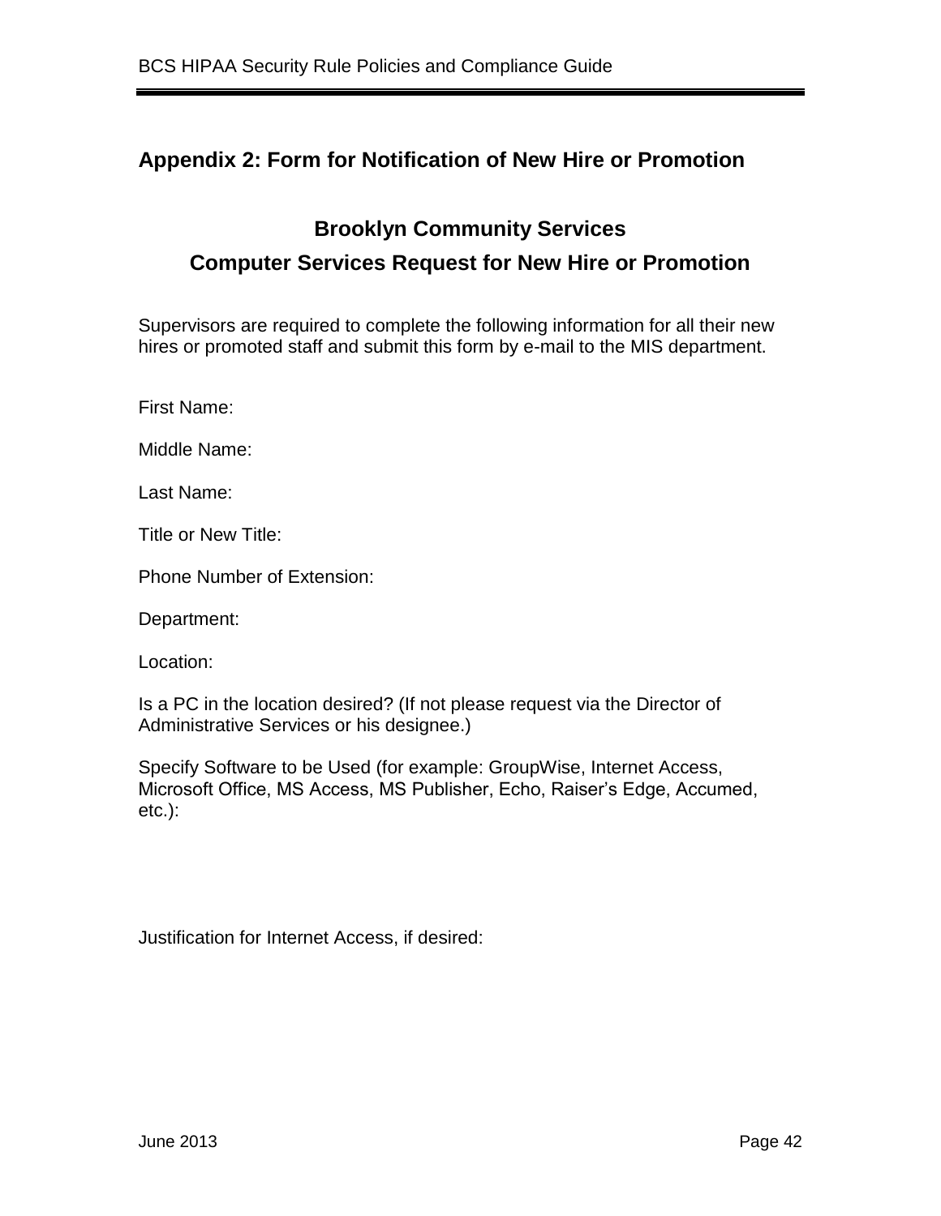## Appendix 2: Form for Notification of New Hire or Promotion

### Brooklyn Community Services
### Computer Services Request for New Hire or Promotion

Supervisors are required to complete the following information for all their new hires or promoted staff and submit this form by e-mail to the MIS department.

First Name:

Middle Name:

Last Name:

Title or New Title:

Phone Number of Extension:

Department:

Location:

Is a PC in the location desired? (If not please request via the Director of Administrative Services or his designee.)

Specify Software to be Used (for example: GroupWise, Internet Access, Microsoft Office, MS Access, MS Publisher, Echo, Raiser's Edge, Accumed, etc.):

Justification for Internet Access, if desired: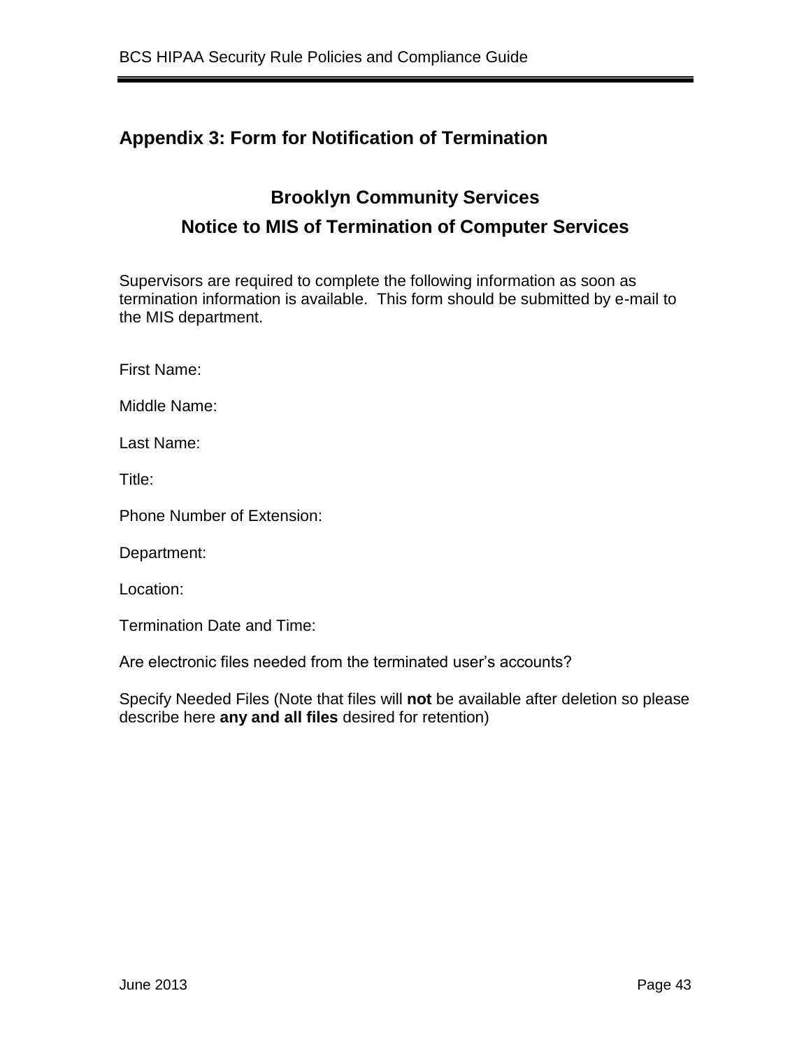## Appendix 3: Form for Notification of Termination

### Brooklyn Community Services

### Notice to MIS of Termination of Computer Services

Supervisors are required to complete the following information as soon as termination information is available. This form should be submitted by e-mail to the MIS department.

First Name:

Middle Name:

Last Name:

Title:

Phone Number of Extension:

Department:

Location:

Termination Date and Time:

Are electronic files needed from the terminated user's accounts?

Specify Needed Files (Note that files will **not** be available after deletion so please describe here **any and all files** desired for retention)